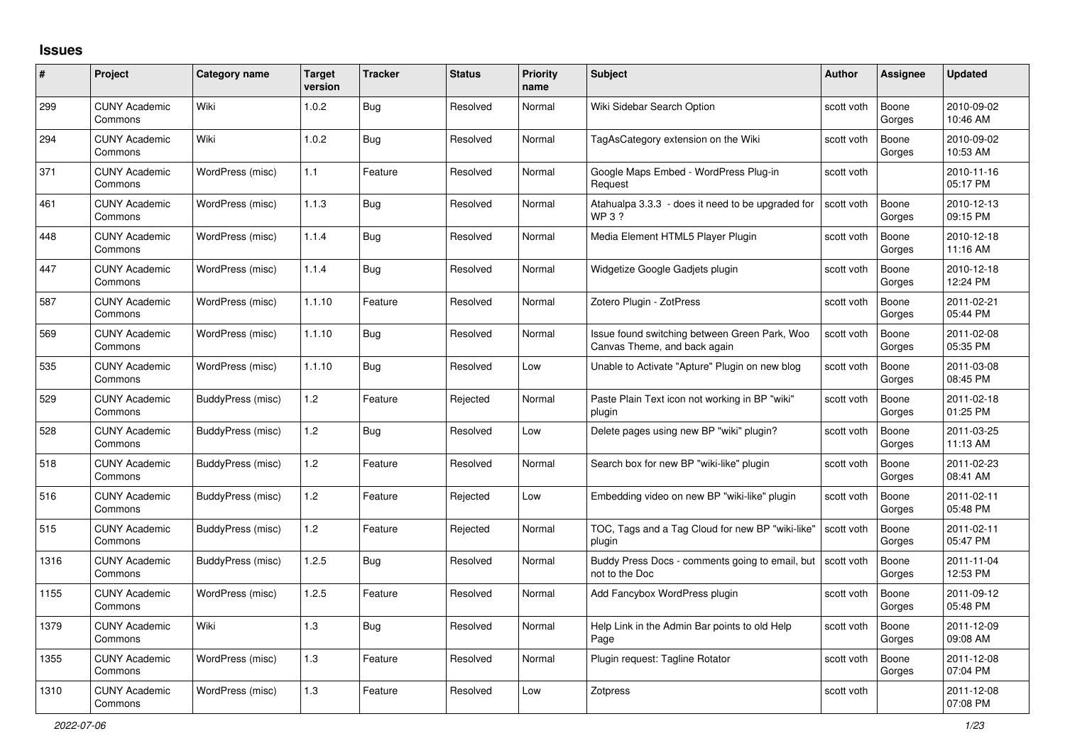# Issues

| # | Project | Category name | Target version | Tracker | Status | Priority name | Subject | Author | Assignee | Updated |
|---|---|---|---|---|---|---|---|---|---|---|
| 299 | CUNY Academic Commons | Wiki | 1.0.2 | Bug | Resolved | Normal | Wiki Sidebar Search Option | scott voth | Boone Gorges | 2010-09-02 10:46 AM |
| 294 | CUNY Academic Commons | Wiki | 1.0.2 | Bug | Resolved | Normal | TagAsCategory extension on the Wiki | scott voth | Boone Gorges | 2010-09-02 10:53 AM |
| 371 | CUNY Academic Commons | WordPress (misc) | 1.1 | Feature | Resolved | Normal | Google Maps Embed - WordPress Plug-in Request | scott voth | | 2010-11-16 05:17 PM |
| 461 | CUNY Academic Commons | WordPress (misc) | 1.1.3 | Bug | Resolved | Normal | Atahualpa 3.3.3 - does it need to be upgraded for WP 3 ? | scott voth | Boone Gorges | 2010-12-13 09:15 PM |
| 448 | CUNY Academic Commons | WordPress (misc) | 1.1.4 | Bug | Resolved | Normal | Media Element HTML5 Player Plugin | scott voth | Boone Gorges | 2010-12-18 11:16 AM |
| 447 | CUNY Academic Commons | WordPress (misc) | 1.1.4 | Bug | Resolved | Normal | Widgetize Google Gadjets plugin | scott voth | Boone Gorges | 2010-12-18 12:24 PM |
| 587 | CUNY Academic Commons | WordPress (misc) | 1.1.10 | Feature | Resolved | Normal | Zotero Plugin - ZotPress | scott voth | Boone Gorges | 2011-02-21 05:44 PM |
| 569 | CUNY Academic Commons | WordPress (misc) | 1.1.10 | Bug | Resolved | Normal | Issue found switching between Green Park, Woo Canvas Theme, and back again | scott voth | Boone Gorges | 2011-02-08 05:35 PM |
| 535 | CUNY Academic Commons | WordPress (misc) | 1.1.10 | Bug | Resolved | Low | Unable to Activate "Apture" Plugin on new blog | scott voth | Boone Gorges | 2011-03-08 08:45 PM |
| 529 | CUNY Academic Commons | BuddyPress (misc) | 1.2 | Feature | Rejected | Normal | Paste Plain Text icon not working in BP "wiki" plugin | scott voth | Boone Gorges | 2011-02-18 01:25 PM |
| 528 | CUNY Academic Commons | BuddyPress (misc) | 1.2 | Bug | Resolved | Low | Delete pages using new BP "wiki" plugin? | scott voth | Boone Gorges | 2011-03-25 11:13 AM |
| 518 | CUNY Academic Commons | BuddyPress (misc) | 1.2 | Feature | Resolved | Normal | Search box for new BP "wiki-like" plugin | scott voth | Boone Gorges | 2011-02-23 08:41 AM |
| 516 | CUNY Academic Commons | BuddyPress (misc) | 1.2 | Feature | Rejected | Low | Embedding video on new BP "wiki-like" plugin | scott voth | Boone Gorges | 2011-02-11 05:48 PM |
| 515 | CUNY Academic Commons | BuddyPress (misc) | 1.2 | Feature | Rejected | Normal | TOC, Tags and a Tag Cloud for new BP "wiki-like" plugin | scott voth | Boone Gorges | 2011-02-11 05:47 PM |
| 1316 | CUNY Academic Commons | BuddyPress (misc) | 1.2.5 | Bug | Resolved | Normal | Buddy Press Docs - comments going to email, but not to the Doc | scott voth | Boone Gorges | 2011-11-04 12:53 PM |
| 1155 | CUNY Academic Commons | WordPress (misc) | 1.2.5 | Feature | Resolved | Normal | Add Fancybox WordPress plugin | scott voth | Boone Gorges | 2011-09-12 05:48 PM |
| 1379 | CUNY Academic Commons | Wiki | 1.3 | Bug | Resolved | Normal | Help Link in the Admin Bar points to old Help Page | scott voth | Boone Gorges | 2011-12-09 09:08 AM |
| 1355 | CUNY Academic Commons | WordPress (misc) | 1.3 | Feature | Resolved | Normal | Plugin request: Tagline Rotator | scott voth | Boone Gorges | 2011-12-08 07:04 PM |
| 1310 | CUNY Academic Commons | WordPress (misc) | 1.3 | Feature | Resolved | Low | Zotpress | scott voth | | 2011-12-08 07:08 PM |

*2022-07-06*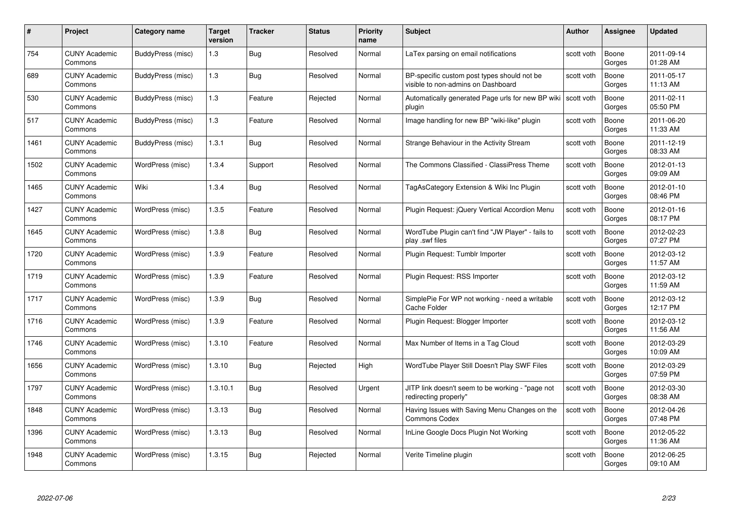| # | Project | Category name | Target version | Tracker | Status | Priority name | Subject | Author | Assignee | Updated |
|---|---|---|---|---|---|---|---|---|---|---|
| 754 | CUNY Academic Commons | BuddyPress (misc) | 1.3 | Bug | Resolved | Normal | LaTex parsing on email notifications | scott voth | Boone Gorges | 2011-09-14 01:28 AM |
| 689 | CUNY Academic Commons | BuddyPress (misc) | 1.3 | Bug | Resolved | Normal | BP-specific custom post types should not be visible to non-admins on Dashboard | scott voth | Boone Gorges | 2011-05-17 11:13 AM |
| 530 | CUNY Academic Commons | BuddyPress (misc) | 1.3 | Feature | Rejected | Normal | Automatically generated Page urls for new BP wiki plugin | scott voth | Boone Gorges | 2011-02-11 05:50 PM |
| 517 | CUNY Academic Commons | BuddyPress (misc) | 1.3 | Feature | Resolved | Normal | Image handling for new BP "wiki-like" plugin | scott voth | Boone Gorges | 2011-06-20 11:33 AM |
| 1461 | CUNY Academic Commons | BuddyPress (misc) | 1.3.1 | Bug | Resolved | Normal | Strange Behaviour in the Activity Stream | scott voth | Boone Gorges | 2011-12-19 08:33 AM |
| 1502 | CUNY Academic Commons | WordPress (misc) | 1.3.4 | Support | Resolved | Normal | The Commons Classified - ClassiPress Theme | scott voth | Boone Gorges | 2012-01-13 09:09 AM |
| 1465 | CUNY Academic Commons | Wiki | 1.3.4 | Bug | Resolved | Normal | TagAsCategory Extension & Wiki Inc Plugin | scott voth | Boone Gorges | 2012-01-10 08:46 PM |
| 1427 | CUNY Academic Commons | WordPress (misc) | 1.3.5 | Feature | Resolved | Normal | Plugin Request: jQuery Vertical Accordion Menu | scott voth | Boone Gorges | 2012-01-16 08:17 PM |
| 1645 | CUNY Academic Commons | WordPress (misc) | 1.3.8 | Bug | Resolved | Normal | WordTube Plugin can't find "JW Player" - fails to play .swf files | scott voth | Boone Gorges | 2012-02-23 07:27 PM |
| 1720 | CUNY Academic Commons | WordPress (misc) | 1.3.9 | Feature | Resolved | Normal | Plugin Request: Tumblr Importer | scott voth | Boone Gorges | 2012-03-12 11:57 AM |
| 1719 | CUNY Academic Commons | WordPress (misc) | 1.3.9 | Feature | Resolved | Normal | Plugin Request: RSS Importer | scott voth | Boone Gorges | 2012-03-12 11:59 AM |
| 1717 | CUNY Academic Commons | WordPress (misc) | 1.3.9 | Bug | Resolved | Normal | SimplePie For WP not working - need a writable Cache Folder | scott voth | Boone Gorges | 2012-03-12 12:17 PM |
| 1716 | CUNY Academic Commons | WordPress (misc) | 1.3.9 | Feature | Resolved | Normal | Plugin Request: Blogger Importer | scott voth | Boone Gorges | 2012-03-12 11:56 AM |
| 1746 | CUNY Academic Commons | WordPress (misc) | 1.3.10 | Feature | Resolved | Normal | Max Number of Items in a Tag Cloud | scott voth | Boone Gorges | 2012-03-29 10:09 AM |
| 1656 | CUNY Academic Commons | WordPress (misc) | 1.3.10 | Bug | Rejected | High | WordTube Player Still Doesn't Play SWF Files | scott voth | Boone Gorges | 2012-03-29 07:59 PM |
| 1797 | CUNY Academic Commons | WordPress (misc) | 1.3.10.1 | Bug | Resolved | Urgent | JITP link doesn't seem to be working - "page not redirecting properly" | scott voth | Boone Gorges | 2012-03-30 08:38 AM |
| 1848 | CUNY Academic Commons | WordPress (misc) | 1.3.13 | Bug | Resolved | Normal | Having Issues with Saving Menu Changes on the Commons Codex | scott voth | Boone Gorges | 2012-04-26 07:48 PM |
| 1396 | CUNY Academic Commons | WordPress (misc) | 1.3.13 | Bug | Resolved | Normal | InLine Google Docs Plugin Not Working | scott voth | Boone Gorges | 2012-05-22 11:36 AM |
| 1948 | CUNY Academic Commons | WordPress (misc) | 1.3.15 | Bug | Rejected | Normal | Verite Timeline plugin | scott voth | Boone Gorges | 2012-06-25 09:10 AM |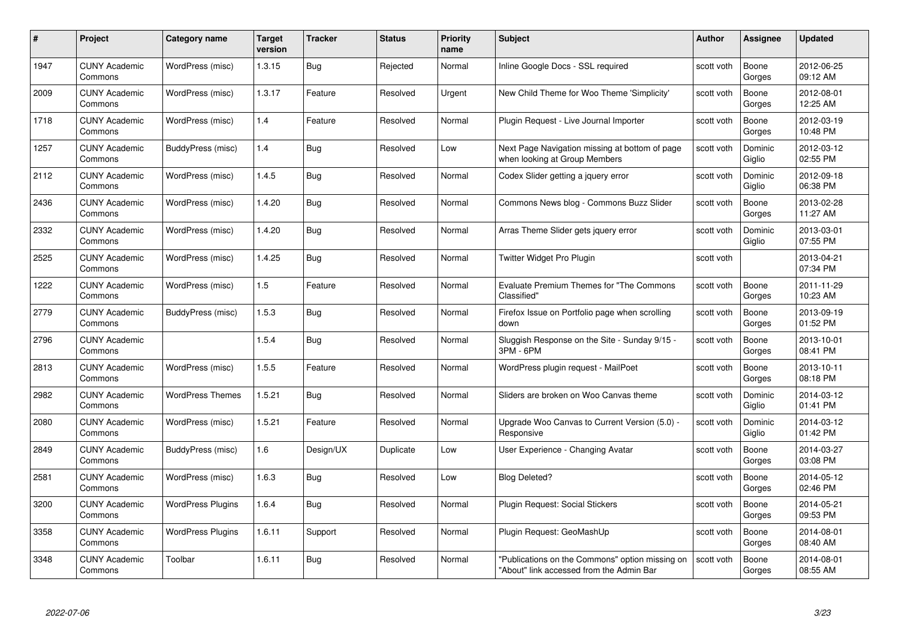| # | Project | Category name | Target version | Tracker | Status | Priority name | Subject | Author | Assignee | Updated |
|---|---|---|---|---|---|---|---|---|---|---|
| 1947 | CUNY Academic Commons | WordPress (misc) | 1.3.15 | Bug | Rejected | Normal | Inline Google Docs - SSL required | scott voth | Boone Gorges | 2012-06-25 09:12 AM |
| 2009 | CUNY Academic Commons | WordPress (misc) | 1.3.17 | Feature | Resolved | Urgent | New Child Theme for Woo Theme 'Simplicity' | scott voth | Boone Gorges | 2012-08-01 12:25 AM |
| 1718 | CUNY Academic Commons | WordPress (misc) | 1.4 | Feature | Resolved | Normal | Plugin Request - Live Journal Importer | scott voth | Boone Gorges | 2012-03-19 10:48 PM |
| 1257 | CUNY Academic Commons | BuddyPress (misc) | 1.4 | Bug | Resolved | Low | Next Page Navigation missing at bottom of page when looking at Group Members | scott voth | Dominic Giglio | 2012-03-12 02:55 PM |
| 2112 | CUNY Academic Commons | WordPress (misc) | 1.4.5 | Bug | Resolved | Normal | Codex Slider getting a jquery error | scott voth | Dominic Giglio | 2012-09-18 06:38 PM |
| 2436 | CUNY Academic Commons | WordPress (misc) | 1.4.20 | Bug | Resolved | Normal | Commons News blog - Commons Buzz Slider | scott voth | Boone Gorges | 2013-02-28 11:27 AM |
| 2332 | CUNY Academic Commons | WordPress (misc) | 1.4.20 | Bug | Resolved | Normal | Arras Theme Slider gets jquery error | scott voth | Dominic Giglio | 2013-03-01 07:55 PM |
| 2525 | CUNY Academic Commons | WordPress (misc) | 1.4.25 | Bug | Resolved | Normal | Twitter Widget Pro Plugin | scott voth | | 2013-04-21 07:34 PM |
| 1222 | CUNY Academic Commons | WordPress (misc) | 1.5 | Feature | Resolved | Normal | Evaluate Premium Themes for "The Commons Classified" | scott voth | Boone Gorges | 2011-11-29 10:23 AM |
| 2779 | CUNY Academic Commons | BuddyPress (misc) | 1.5.3 | Bug | Resolved | Normal | Firefox Issue on Portfolio page when scrolling down | scott voth | Boone Gorges | 2013-09-19 01:52 PM |
| 2796 | CUNY Academic Commons | | 1.5.4 | Bug | Resolved | Normal | Sluggish Response on the Site - Sunday 9/15 - 3PM - 6PM | scott voth | Boone Gorges | 2013-10-01 08:41 PM |
| 2813 | CUNY Academic Commons | WordPress (misc) | 1.5.5 | Feature | Resolved | Normal | WordPress plugin request - MailPoet | scott voth | Boone Gorges | 2013-10-11 08:18 PM |
| 2982 | CUNY Academic Commons | WordPress Themes | 1.5.21 | Bug | Resolved | Normal | Sliders are broken on Woo Canvas theme | scott voth | Dominic Giglio | 2014-03-12 01:41 PM |
| 2080 | CUNY Academic Commons | WordPress (misc) | 1.5.21 | Feature | Resolved | Normal | Upgrade Woo Canvas to Current Version (5.0) - Responsive | scott voth | Dominic Giglio | 2014-03-12 01:42 PM |
| 2849 | CUNY Academic Commons | BuddyPress (misc) | 1.6 | Design/UX | Duplicate | Low | User Experience - Changing Avatar | scott voth | Boone Gorges | 2014-03-27 03:08 PM |
| 2581 | CUNY Academic Commons | WordPress (misc) | 1.6.3 | Bug | Resolved | Low | Blog Deleted? | scott voth | Boone Gorges | 2014-05-12 02:46 PM |
| 3200 | CUNY Academic Commons | WordPress Plugins | 1.6.4 | Bug | Resolved | Normal | Plugin Request: Social Stickers | scott voth | Boone Gorges | 2014-05-21 09:53 PM |
| 3358 | CUNY Academic Commons | WordPress Plugins | 1.6.11 | Support | Resolved | Normal | Plugin Request: GeoMashUp | scott voth | Boone Gorges | 2014-08-01 08:40 AM |
| 3348 | CUNY Academic Commons | Toolbar | 1.6.11 | Bug | Resolved | Normal | "Publications on the Commons" option missing on "About" link accessed from the Admin Bar | scott voth | Boone Gorges | 2014-08-01 08:55 AM |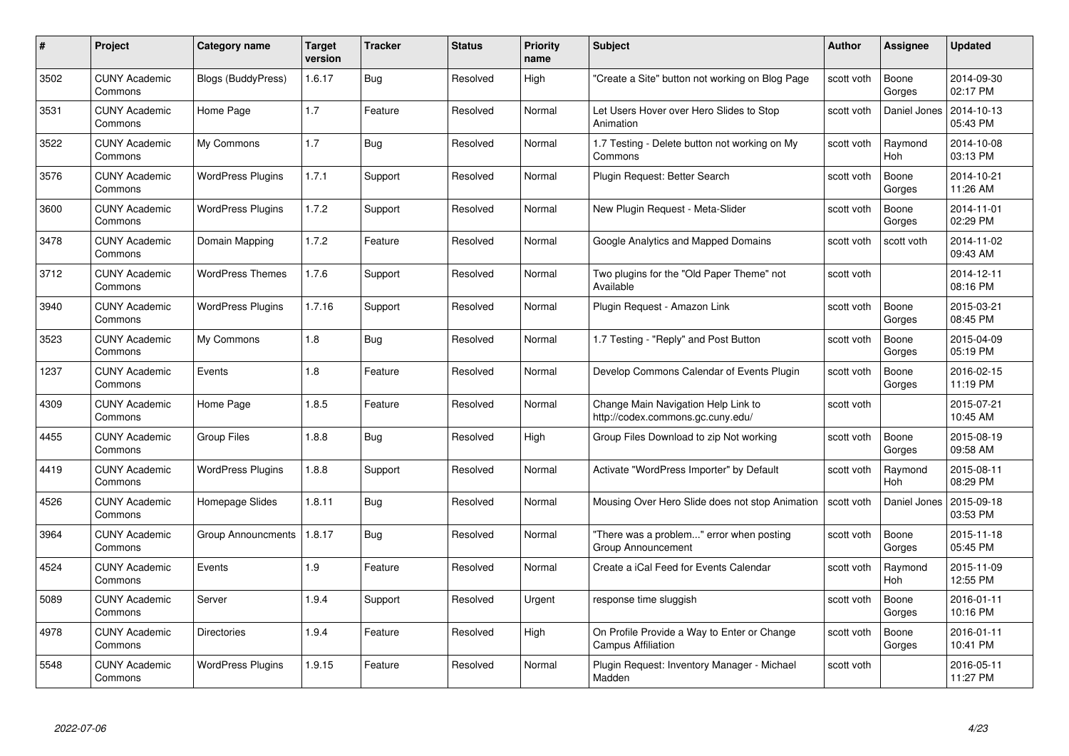| # | Project | Category name | Target version | Tracker | Status | Priority name | Subject | Author | Assignee | Updated |
|---|---|---|---|---|---|---|---|---|---|---|
| 3502 | CUNY Academic Commons | Blogs (BuddyPress) | 1.6.17 | Bug | Resolved | High | "Create a Site" button not working on Blog Page | scott voth | Boone Gorges | 2014-09-30 02:17 PM |
| 3531 | CUNY Academic Commons | Home Page | 1.7 | Feature | Resolved | Normal | Let Users Hover over Hero Slides to Stop Animation | scott voth | Daniel Jones | 2014-10-13 05:43 PM |
| 3522 | CUNY Academic Commons | My Commons | 1.7 | Bug | Resolved | Normal | 1.7 Testing - Delete button not working on My Commons | scott voth | Raymond Hoh | 2014-10-08 03:13 PM |
| 3576 | CUNY Academic Commons | WordPress Plugins | 1.7.1 | Support | Resolved | Normal | Plugin Request: Better Search | scott voth | Boone Gorges | 2014-10-21 11:26 AM |
| 3600 | CUNY Academic Commons | WordPress Plugins | 1.7.2 | Support | Resolved | Normal | New Plugin Request - Meta-Slider | scott voth | Boone Gorges | 2014-11-01 02:29 PM |
| 3478 | CUNY Academic Commons | Domain Mapping | 1.7.2 | Feature | Resolved | Normal | Google Analytics and Mapped Domains | scott voth | scott voth | 2014-11-02 09:43 AM |
| 3712 | CUNY Academic Commons | WordPress Themes | 1.7.6 | Support | Resolved | Normal | Two plugins for the "Old Paper Theme" not Available | scott voth | | 2014-12-11 08:16 PM |
| 3940 | CUNY Academic Commons | WordPress Plugins | 1.7.16 | Support | Resolved | Normal | Plugin Request - Amazon Link | scott voth | Boone Gorges | 2015-03-21 08:45 PM |
| 3523 | CUNY Academic Commons | My Commons | 1.8 | Bug | Resolved | Normal | 1.7 Testing - "Reply" and Post Button | scott voth | Boone Gorges | 2015-04-09 05:19 PM |
| 1237 | CUNY Academic Commons | Events | 1.8 | Feature | Resolved | Normal | Develop Commons Calendar of Events Plugin | scott voth | Boone Gorges | 2016-02-15 11:19 PM |
| 4309 | CUNY Academic Commons | Home Page | 1.8.5 | Feature | Resolved | Normal | Change Main Navigation Help Link to http://codex.commons.gc.cuny.edu/ | scott voth | | 2015-07-21 10:45 AM |
| 4455 | CUNY Academic Commons | Group Files | 1.8.8 | Bug | Resolved | High | Group Files Download to zip Not working | scott voth | Boone Gorges | 2015-08-19 09:58 AM |
| 4419 | CUNY Academic Commons | WordPress Plugins | 1.8.8 | Support | Resolved | Normal | Activate "WordPress Importer" by Default | scott voth | Raymond Hoh | 2015-08-11 08:29 PM |
| 4526 | CUNY Academic Commons | Homepage Slides | 1.8.11 | Bug | Resolved | Normal | Mousing Over Hero Slide does not stop Animation | scott voth | Daniel Jones | 2015-09-18 03:53 PM |
| 3964 | CUNY Academic Commons | Group Announcments | 1.8.17 | Bug | Resolved | Normal | "There was a problem..." error when posting Group Announcement | scott voth | Boone Gorges | 2015-11-18 05:45 PM |
| 4524 | CUNY Academic Commons | Events | 1.9 | Feature | Resolved | Normal | Create a iCal Feed for Events Calendar | scott voth | Raymond Hoh | 2015-11-09 12:55 PM |
| 5089 | CUNY Academic Commons | Server | 1.9.4 | Support | Resolved | Urgent | response time sluggish | scott voth | Boone Gorges | 2016-01-11 10:16 PM |
| 4978 | CUNY Academic Commons | Directories | 1.9.4 | Feature | Resolved | High | On Profile Provide a Way to Enter or Change Campus Affiliation | scott voth | Boone Gorges | 2016-01-11 10:41 PM |
| 5548 | CUNY Academic Commons | WordPress Plugins | 1.9.15 | Feature | Resolved | Normal | Plugin Request: Inventory Manager - Michael Madden | scott voth | | 2016-05-11 11:27 PM |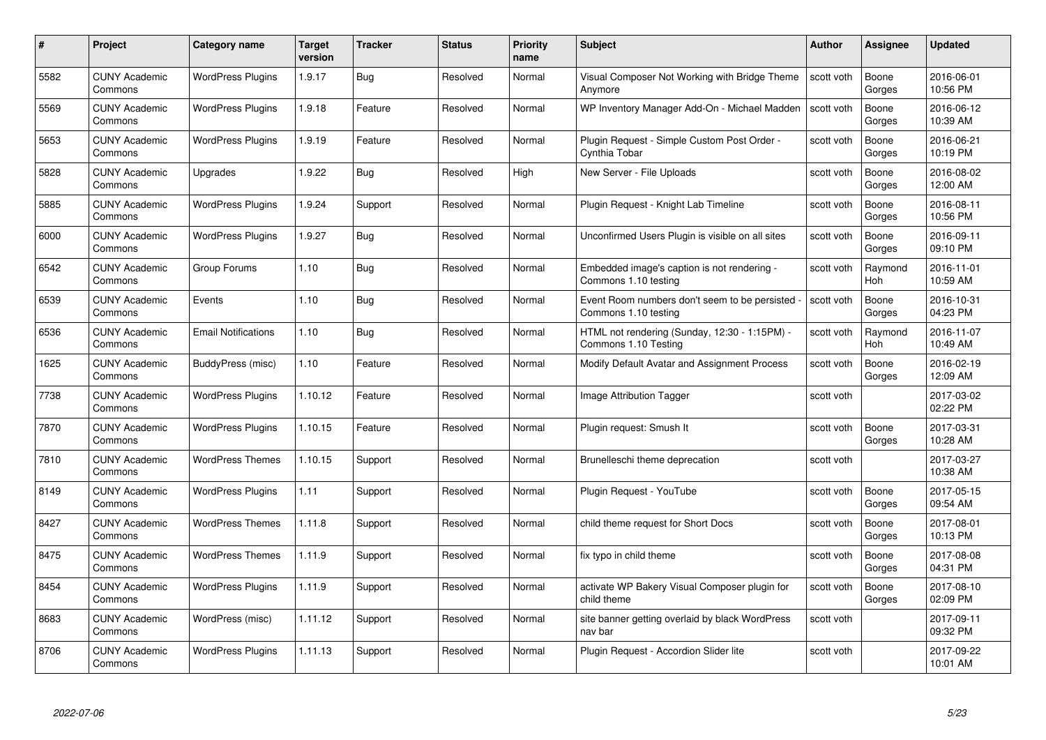| # | Project | Category name | Target version | Tracker | Status | Priority name | Subject | Author | Assignee | Updated |
|---|---|---|---|---|---|---|---|---|---|---|
| 5582 | CUNY Academic Commons | WordPress Plugins | 1.9.17 | Bug | Resolved | Normal | Visual Composer Not Working with Bridge Theme Anymore | scott voth | Boone Gorges | 2016-06-01 10:56 PM |
| 5569 | CUNY Academic Commons | WordPress Plugins | 1.9.18 | Feature | Resolved | Normal | WP Inventory Manager Add-On - Michael Madden | scott voth | Boone Gorges | 2016-06-12 10:39 AM |
| 5653 | CUNY Academic Commons | WordPress Plugins | 1.9.19 | Feature | Resolved | Normal | Plugin Request - Simple Custom Post Order - Cynthia Tobar | scott voth | Boone Gorges | 2016-06-21 10:19 PM |
| 5828 | CUNY Academic Commons | Upgrades | 1.9.22 | Bug | Resolved | High | New Server - File Uploads | scott voth | Boone Gorges | 2016-08-02 12:00 AM |
| 5885 | CUNY Academic Commons | WordPress Plugins | 1.9.24 | Support | Resolved | Normal | Plugin Request - Knight Lab Timeline | scott voth | Boone Gorges | 2016-08-11 10:56 PM |
| 6000 | CUNY Academic Commons | WordPress Plugins | 1.9.27 | Bug | Resolved | Normal | Unconfirmed Users Plugin is visible on all sites | scott voth | Boone Gorges | 2016-09-11 09:10 PM |
| 6542 | CUNY Academic Commons | Group Forums | 1.10 | Bug | Resolved | Normal | Embedded image's caption is not rendering - Commons 1.10 testing | scott voth | Raymond Hoh | 2016-11-01 10:59 AM |
| 6539 | CUNY Academic Commons | Events | 1.10 | Bug | Resolved | Normal | Event Room numbers don't seem to be persisted - Commons 1.10 testing | scott voth | Boone Gorges | 2016-10-31 04:23 PM |
| 6536 | CUNY Academic Commons | Email Notifications | 1.10 | Bug | Resolved | Normal | HTML not rendering (Sunday, 12:30 - 1:15PM) - Commons 1.10 Testing | scott voth | Raymond Hoh | 2016-11-07 10:49 AM |
| 1625 | CUNY Academic Commons | BuddyPress (misc) | 1.10 | Feature | Resolved | Normal | Modify Default Avatar and Assignment Process | scott voth | Boone Gorges | 2016-02-19 12:09 AM |
| 7738 | CUNY Academic Commons | WordPress Plugins | 1.10.12 | Feature | Resolved | Normal | Image Attribution Tagger | scott voth | | 2017-03-02 02:22 PM |
| 7870 | CUNY Academic Commons | WordPress Plugins | 1.10.15 | Feature | Resolved | Normal | Plugin request: Smush It | scott voth | Boone Gorges | 2017-03-31 10:28 AM |
| 7810 | CUNY Academic Commons | WordPress Themes | 1.10.15 | Support | Resolved | Normal | Brunelleschi theme deprecation | scott voth | | 2017-03-27 10:38 AM |
| 8149 | CUNY Academic Commons | WordPress Plugins | 1.11 | Support | Resolved | Normal | Plugin Request - YouTube | scott voth | Boone Gorges | 2017-05-15 09:54 AM |
| 8427 | CUNY Academic Commons | WordPress Themes | 1.11.8 | Support | Resolved | Normal | child theme request for Short Docs | scott voth | Boone Gorges | 2017-08-01 10:13 PM |
| 8475 | CUNY Academic Commons | WordPress Themes | 1.11.9 | Support | Resolved | Normal | fix typo in child theme | scott voth | Boone Gorges | 2017-08-08 04:31 PM |
| 8454 | CUNY Academic Commons | WordPress Plugins | 1.11.9 | Support | Resolved | Normal | activate WP Bakery Visual Composer plugin for child theme | scott voth | Boone Gorges | 2017-08-10 02:09 PM |
| 8683 | CUNY Academic Commons | WordPress (misc) | 1.11.12 | Support | Resolved | Normal | site banner getting overlaid by black WordPress nav bar | scott voth | | 2017-09-11 09:32 PM |
| 8706 | CUNY Academic Commons | WordPress Plugins | 1.11.13 | Support | Resolved | Normal | Plugin Request - Accordion Slider lite | scott voth | | 2017-09-22 10:01 AM |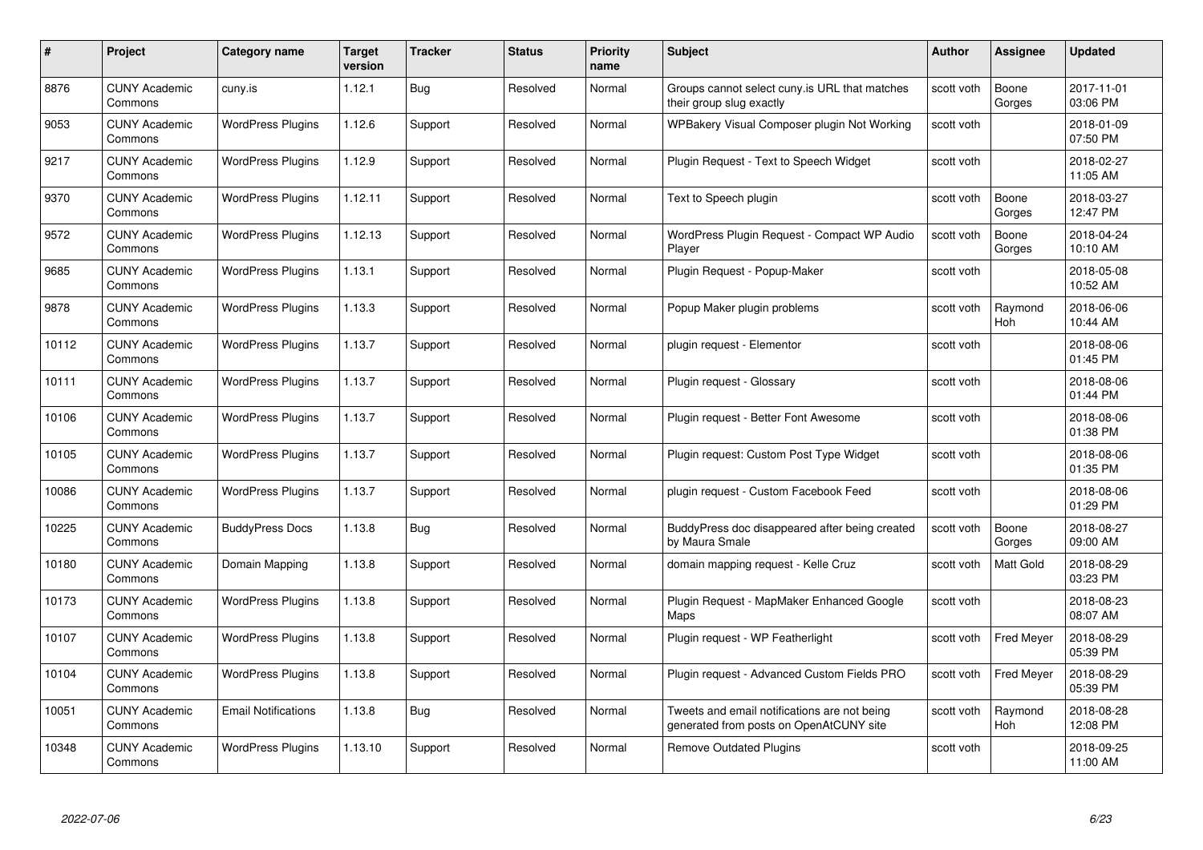| # | Project | Category name | Target version | Tracker | Status | Priority name | Subject | Author | Assignee | Updated |
|---|---|---|---|---|---|---|---|---|---|---|
| 8876 | CUNY Academic Commons | cuny.is | 1.12.1 | Bug | Resolved | Normal | Groups cannot select cuny.is URL that matches their group slug exactly | scott voth | Boone Gorges | 2017-11-01 03:06 PM |
| 9053 | CUNY Academic Commons | WordPress Plugins | 1.12.6 | Support | Resolved | Normal | WPBakery Visual Composer plugin Not Working | scott voth | | 2018-01-09 07:50 PM |
| 9217 | CUNY Academic Commons | WordPress Plugins | 1.12.9 | Support | Resolved | Normal | Plugin Request - Text to Speech Widget | scott voth | | 2018-02-27 11:05 AM |
| 9370 | CUNY Academic Commons | WordPress Plugins | 1.12.11 | Support | Resolved | Normal | Text to Speech plugin | scott voth | Boone Gorges | 2018-03-27 12:47 PM |
| 9572 | CUNY Academic Commons | WordPress Plugins | 1.12.13 | Support | Resolved | Normal | WordPress Plugin Request - Compact WP Audio Player | scott voth | Boone Gorges | 2018-04-24 10:10 AM |
| 9685 | CUNY Academic Commons | WordPress Plugins | 1.13.1 | Support | Resolved | Normal | Plugin Request - Popup-Maker | scott voth | | 2018-05-08 10:52 AM |
| 9878 | CUNY Academic Commons | WordPress Plugins | 1.13.3 | Support | Resolved | Normal | Popup Maker plugin problems | scott voth | Raymond Hoh | 2018-06-06 10:44 AM |
| 10112 | CUNY Academic Commons | WordPress Plugins | 1.13.7 | Support | Resolved | Normal | plugin request - Elementor | scott voth | | 2018-08-06 01:45 PM |
| 10111 | CUNY Academic Commons | WordPress Plugins | 1.13.7 | Support | Resolved | Normal | Plugin request - Glossary | scott voth | | 2018-08-06 01:44 PM |
| 10106 | CUNY Academic Commons | WordPress Plugins | 1.13.7 | Support | Resolved | Normal | Plugin request - Better Font Awesome | scott voth | | 2018-08-06 01:38 PM |
| 10105 | CUNY Academic Commons | WordPress Plugins | 1.13.7 | Support | Resolved | Normal | Plugin request: Custom Post Type Widget | scott voth | | 2018-08-06 01:35 PM |
| 10086 | CUNY Academic Commons | WordPress Plugins | 1.13.7 | Support | Resolved | Normal | plugin request - Custom Facebook Feed | scott voth | | 2018-08-06 01:29 PM |
| 10225 | CUNY Academic Commons | BuddyPress Docs | 1.13.8 | Bug | Resolved | Normal | BuddyPress doc disappeared after being created by Maura Smale | scott voth | Boone Gorges | 2018-08-27 09:00 AM |
| 10180 | CUNY Academic Commons | Domain Mapping | 1.13.8 | Support | Resolved | Normal | domain mapping request - Kelle Cruz | scott voth | Matt Gold | 2018-08-29 03:23 PM |
| 10173 | CUNY Academic Commons | WordPress Plugins | 1.13.8 | Support | Resolved | Normal | Plugin Request - MapMaker Enhanced Google Maps | scott voth | | 2018-08-23 08:07 AM |
| 10107 | CUNY Academic Commons | WordPress Plugins | 1.13.8 | Support | Resolved | Normal | Plugin request - WP Featherlight | scott voth | Fred Meyer | 2018-08-29 05:39 PM |
| 10104 | CUNY Academic Commons | WordPress Plugins | 1.13.8 | Support | Resolved | Normal | Plugin request - Advanced Custom Fields PRO | scott voth | Fred Meyer | 2018-08-29 05:39 PM |
| 10051 | CUNY Academic Commons | Email Notifications | 1.13.8 | Bug | Resolved | Normal | Tweets and email notifications are not being generated from posts on OpenAtCUNY site | scott voth | Raymond Hoh | 2018-08-28 12:08 PM |
| 10348 | CUNY Academic Commons | WordPress Plugins | 1.13.10 | Support | Resolved | Normal | Remove Outdated Plugins | scott voth | | 2018-09-25 11:00 AM |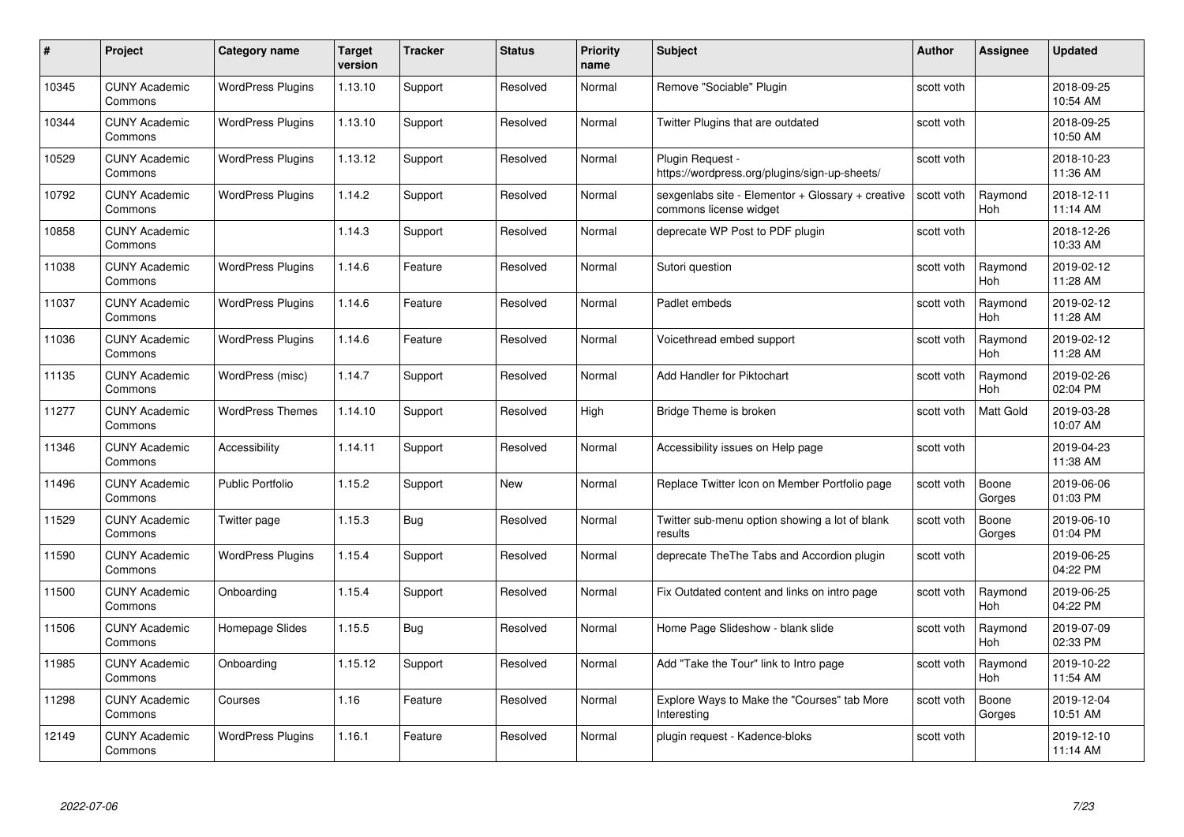| # | Project | Category name | Target version | Tracker | Status | Priority name | Subject | Author | Assignee | Updated |
|---|---|---|---|---|---|---|---|---|---|---|
| 10345 | CUNY Academic Commons | WordPress Plugins | 1.13.10 | Support | Resolved | Normal | Remove "Sociable" Plugin | scott voth | | 2018-09-25 10:54 AM |
| 10344 | CUNY Academic Commons | WordPress Plugins | 1.13.10 | Support | Resolved | Normal | Twitter Plugins that are outdated | scott voth | | 2018-09-25 10:50 AM |
| 10529 | CUNY Academic Commons | WordPress Plugins | 1.13.12 | Support | Resolved | Normal | Plugin Request - https://wordpress.org/plugins/sign-up-sheets/ | scott voth | | 2018-10-23 11:36 AM |
| 10792 | CUNY Academic Commons | WordPress Plugins | 1.14.2 | Support | Resolved | Normal | sexgenlabs site - Elementor + Glossary + creative commons license widget | scott voth | Raymond Hoh | 2018-12-11 11:14 AM |
| 10858 | CUNY Academic Commons | | 1.14.3 | Support | Resolved | Normal | deprecate WP Post to PDF plugin | scott voth | | 2018-12-26 10:33 AM |
| 11038 | CUNY Academic Commons | WordPress Plugins | 1.14.6 | Feature | Resolved | Normal | Sutori question | scott voth | Raymond Hoh | 2019-02-12 11:28 AM |
| 11037 | CUNY Academic Commons | WordPress Plugins | 1.14.6 | Feature | Resolved | Normal | Padlet embeds | scott voth | Raymond Hoh | 2019-02-12 11:28 AM |
| 11036 | CUNY Academic Commons | WordPress Plugins | 1.14.6 | Feature | Resolved | Normal | Voicethread embed support | scott voth | Raymond Hoh | 2019-02-12 11:28 AM |
| 11135 | CUNY Academic Commons | WordPress (misc) | 1.14.7 | Support | Resolved | Normal | Add Handler for Piktochart | scott voth | Raymond Hoh | 2019-02-26 02:04 PM |
| 11277 | CUNY Academic Commons | WordPress Themes | 1.14.10 | Support | Resolved | High | Bridge Theme is broken | scott voth | Matt Gold | 2019-03-28 10:07 AM |
| 11346 | CUNY Academic Commons | Accessibility | 1.14.11 | Support | Resolved | Normal | Accessibility issues on Help page | scott voth | | 2019-04-23 11:38 AM |
| 11496 | CUNY Academic Commons | Public Portfolio | 1.15.2 | Support | New | Normal | Replace Twitter Icon on Member Portfolio page | scott voth | Boone Gorges | 2019-06-06 01:03 PM |
| 11529 | CUNY Academic Commons | Twitter page | 1.15.3 | Bug | Resolved | Normal | Twitter sub-menu option showing a lot of blank results | scott voth | Boone Gorges | 2019-06-10 01:04 PM |
| 11590 | CUNY Academic Commons | WordPress Plugins | 1.15.4 | Support | Resolved | Normal | deprecate TheThe Tabs and Accordion plugin | scott voth | | 2019-06-25 04:22 PM |
| 11500 | CUNY Academic Commons | Onboarding | 1.15.4 | Support | Resolved | Normal | Fix Outdated content and links on intro page | scott voth | Raymond Hoh | 2019-06-25 04:22 PM |
| 11506 | CUNY Academic Commons | Homepage Slides | 1.15.5 | Bug | Resolved | Normal | Home Page Slideshow - blank slide | scott voth | Raymond Hoh | 2019-07-09 02:33 PM |
| 11985 | CUNY Academic Commons | Onboarding | 1.15.12 | Support | Resolved | Normal | Add "Take the Tour" link to Intro page | scott voth | Raymond Hoh | 2019-10-22 11:54 AM |
| 11298 | CUNY Academic Commons | Courses | 1.16 | Feature | Resolved | Normal | Explore Ways to Make the "Courses" tab More Interesting | scott voth | Boone Gorges | 2019-12-04 10:51 AM |
| 12149 | CUNY Academic Commons | WordPress Plugins | 1.16.1 | Feature | Resolved | Normal | plugin request - Kadence-bloks | scott voth | | 2019-12-10 11:14 AM |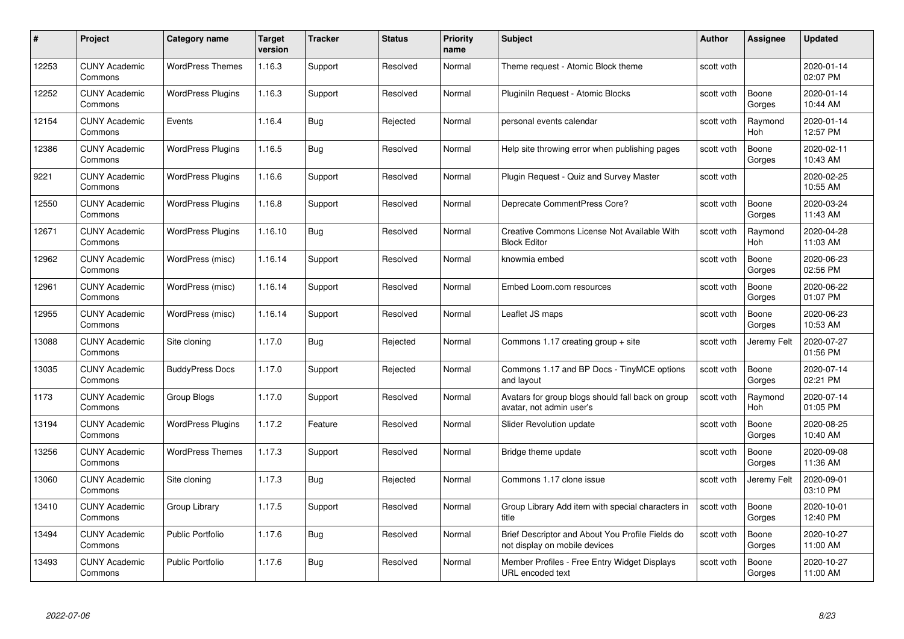| # | Project | Category name | Target version | Tracker | Status | Priority name | Subject | Author | Assignee | Updated |
|---|---|---|---|---|---|---|---|---|---|---|
| 12253 | CUNY Academic Commons | WordPress Themes | 1.16.3 | Support | Resolved | Normal | Theme request - Atomic Block theme | scott voth | | 2020-01-14 02:07 PM |
| 12252 | CUNY Academic Commons | WordPress Plugins | 1.16.3 | Support | Resolved | Normal | Pluginln Request - Atomic Blocks | scott voth | Boone Gorges | 2020-01-14 10:44 AM |
| 12154 | CUNY Academic Commons | Events | 1.16.4 | Bug | Rejected | Normal | personal events calendar | scott voth | Raymond Hoh | 2020-01-14 12:57 PM |
| 12386 | CUNY Academic Commons | WordPress Plugins | 1.16.5 | Bug | Resolved | Normal | Help site throwing error when publishing pages | scott voth | Boone Gorges | 2020-02-11 10:43 AM |
| 9221 | CUNY Academic Commons | WordPress Plugins | 1.16.6 | Support | Resolved | Normal | Plugin Request - Quiz and Survey Master | scott voth | | 2020-02-25 10:55 AM |
| 12550 | CUNY Academic Commons | WordPress Plugins | 1.16.8 | Support | Resolved | Normal | Deprecate CommentPress Core? | scott voth | Boone Gorges | 2020-03-24 11:43 AM |
| 12671 | CUNY Academic Commons | WordPress Plugins | 1.16.10 | Bug | Resolved | Normal | Creative Commons License Not Available With Block Editor | scott voth | Raymond Hoh | 2020-04-28 11:03 AM |
| 12962 | CUNY Academic Commons | WordPress (misc) | 1.16.14 | Support | Resolved | Normal | knowmia embed | scott voth | Boone Gorges | 2020-06-23 02:56 PM |
| 12961 | CUNY Academic Commons | WordPress (misc) | 1.16.14 | Support | Resolved | Normal | Embed Loom.com resources | scott voth | Boone Gorges | 2020-06-22 01:07 PM |
| 12955 | CUNY Academic Commons | WordPress (misc) | 1.16.14 | Support | Resolved | Normal | Leaflet JS maps | scott voth | Boone Gorges | 2020-06-23 10:53 AM |
| 13088 | CUNY Academic Commons | Site cloning | 1.17.0 | Bug | Rejected | Normal | Commons 1.17 creating group + site | scott voth | Jeremy Felt | 2020-07-27 01:56 PM |
| 13035 | CUNY Academic Commons | BuddyPress Docs | 1.17.0 | Support | Rejected | Normal | Commons 1.17 and BP Docs - TinyMCE options and layout | scott voth | Boone Gorges | 2020-07-14 02:21 PM |
| 1173 | CUNY Academic Commons | Group Blogs | 1.17.0 | Support | Resolved | Normal | Avatars for group blogs should fall back on group avatar, not admin user's | scott voth | Raymond Hoh | 2020-07-14 01:05 PM |
| 13194 | CUNY Academic Commons | WordPress Plugins | 1.17.2 | Feature | Resolved | Normal | Slider Revolution update | scott voth | Boone Gorges | 2020-08-25 10:40 AM |
| 13256 | CUNY Academic Commons | WordPress Themes | 1.17.3 | Support | Resolved | Normal | Bridge theme update | scott voth | Boone Gorges | 2020-09-08 11:36 AM |
| 13060 | CUNY Academic Commons | Site cloning | 1.17.3 | Bug | Rejected | Normal | Commons 1.17 clone issue | scott voth | Jeremy Felt | 2020-09-01 03:10 PM |
| 13410 | CUNY Academic Commons | Group Library | 1.17.5 | Support | Resolved | Normal | Group Library Add item with special characters in title | scott voth | Boone Gorges | 2020-10-01 12:40 PM |
| 13494 | CUNY Academic Commons | Public Portfolio | 1.17.6 | Bug | Resolved | Normal | Brief Descriptor and About You Profile Fields do not display on mobile devices | scott voth | Boone Gorges | 2020-10-27 11:00 AM |
| 13493 | CUNY Academic Commons | Public Portfolio | 1.17.6 | Bug | Resolved | Normal | Member Profiles - Free Entry Widget Displays URL encoded text | scott voth | Boone Gorges | 2020-10-27 11:00 AM |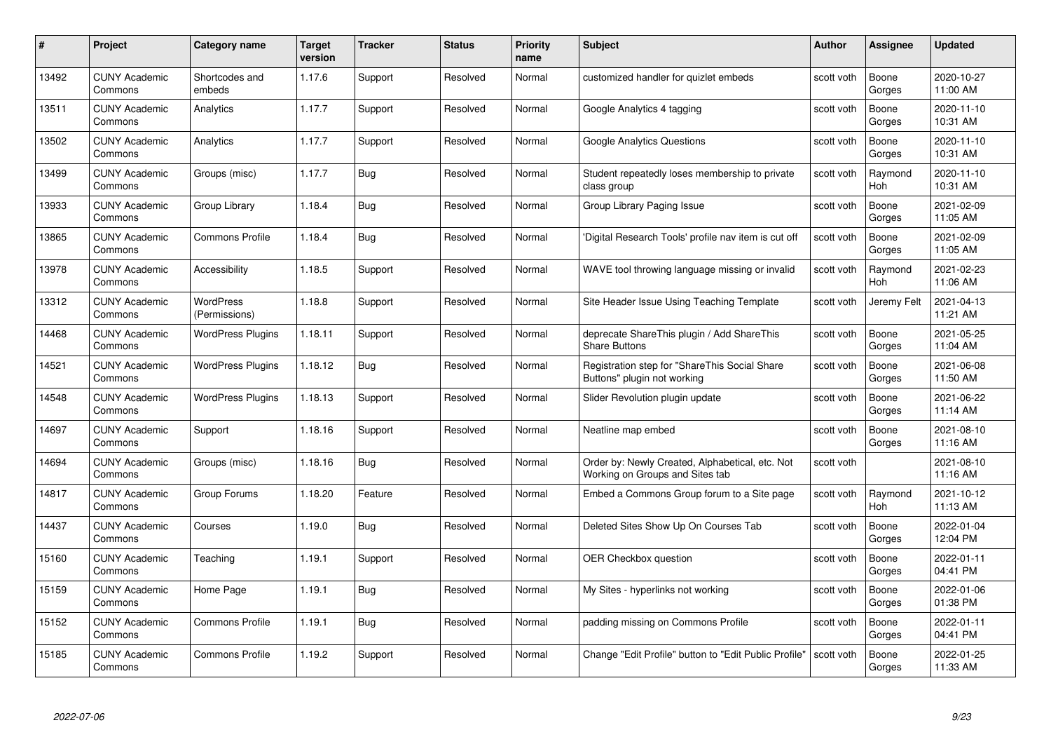| # | Project | Category name | Target version | Tracker | Status | Priority name | Subject | Author | Assignee | Updated |
|---|---|---|---|---|---|---|---|---|---|---|
| 13492 | CUNY Academic Commons | Shortcodes and embeds | 1.17.6 | Support | Resolved | Normal | customized handler for quizlet embeds | scott voth | Boone Gorges | 2020-10-27 11:00 AM |
| 13511 | CUNY Academic Commons | Analytics | 1.17.7 | Support | Resolved | Normal | Google Analytics 4 tagging | scott voth | Boone Gorges | 2020-11-10 10:31 AM |
| 13502 | CUNY Academic Commons | Analytics | 1.17.7 | Support | Resolved | Normal | Google Analytics Questions | scott voth | Boone Gorges | 2020-11-10 10:31 AM |
| 13499 | CUNY Academic Commons | Groups (misc) | 1.17.7 | Bug | Resolved | Normal | Student repeatedly loses membership to private class group | scott voth | Raymond Hoh | 2020-11-10 10:31 AM |
| 13933 | CUNY Academic Commons | Group Library | 1.18.4 | Bug | Resolved | Normal | Group Library Paging Issue | scott voth | Boone Gorges | 2021-02-09 11:05 AM |
| 13865 | CUNY Academic Commons | Commons Profile | 1.18.4 | Bug | Resolved | Normal | 'Digital Research Tools' profile nav item is cut off | scott voth | Boone Gorges | 2021-02-09 11:05 AM |
| 13978 | CUNY Academic Commons | Accessibility | 1.18.5 | Support | Resolved | Normal | WAVE tool throwing language missing or invalid | scott voth | Raymond Hoh | 2021-02-23 11:06 AM |
| 13312 | CUNY Academic Commons | WordPress (Permissions) | 1.18.8 | Support | Resolved | Normal | Site Header Issue Using Teaching Template | scott voth | Jeremy Felt | 2021-04-13 11:21 AM |
| 14468 | CUNY Academic Commons | WordPress Plugins | 1.18.11 | Support | Resolved | Normal | deprecate ShareThis plugin / Add ShareThis Share Buttons | scott voth | Boone Gorges | 2021-05-25 11:04 AM |
| 14521 | CUNY Academic Commons | WordPress Plugins | 1.18.12 | Bug | Resolved | Normal | Registration step for "ShareThis Social Share Buttons" plugin not working | scott voth | Boone Gorges | 2021-06-08 11:50 AM |
| 14548 | CUNY Academic Commons | WordPress Plugins | 1.18.13 | Support | Resolved | Normal | Slider Revolution plugin update | scott voth | Boone Gorges | 2021-06-22 11:14 AM |
| 14697 | CUNY Academic Commons | Support | 1.18.16 | Support | Resolved | Normal | Neatline map embed | scott voth | Boone Gorges | 2021-08-10 11:16 AM |
| 14694 | CUNY Academic Commons | Groups (misc) | 1.18.16 | Bug | Resolved | Normal | Order by: Newly Created, Alphabetical, etc. Not Working on Groups and Sites tab | scott voth | | 2021-08-10 11:16 AM |
| 14817 | CUNY Academic Commons | Group Forums | 1.18.20 | Feature | Resolved | Normal | Embed a Commons Group forum to a Site page | scott voth | Raymond Hoh | 2021-10-12 11:13 AM |
| 14437 | CUNY Academic Commons | Courses | 1.19.0 | Bug | Resolved | Normal | Deleted Sites Show Up On Courses Tab | scott voth | Boone Gorges | 2022-01-04 12:04 PM |
| 15160 | CUNY Academic Commons | Teaching | 1.19.1 | Support | Resolved | Normal | OER Checkbox question | scott voth | Boone Gorges | 2022-01-11 04:41 PM |
| 15159 | CUNY Academic Commons | Home Page | 1.19.1 | Bug | Resolved | Normal | My Sites - hyperlinks not working | scott voth | Boone Gorges | 2022-01-06 01:38 PM |
| 15152 | CUNY Academic Commons | Commons Profile | 1.19.1 | Bug | Resolved | Normal | padding missing on Commons Profile | scott voth | Boone Gorges | 2022-01-11 04:41 PM |
| 15185 | CUNY Academic Commons | Commons Profile | 1.19.2 | Support | Resolved | Normal | Change "Edit Profile" button to "Edit Public Profile" | scott voth | Boone Gorges | 2022-01-25 11:33 AM |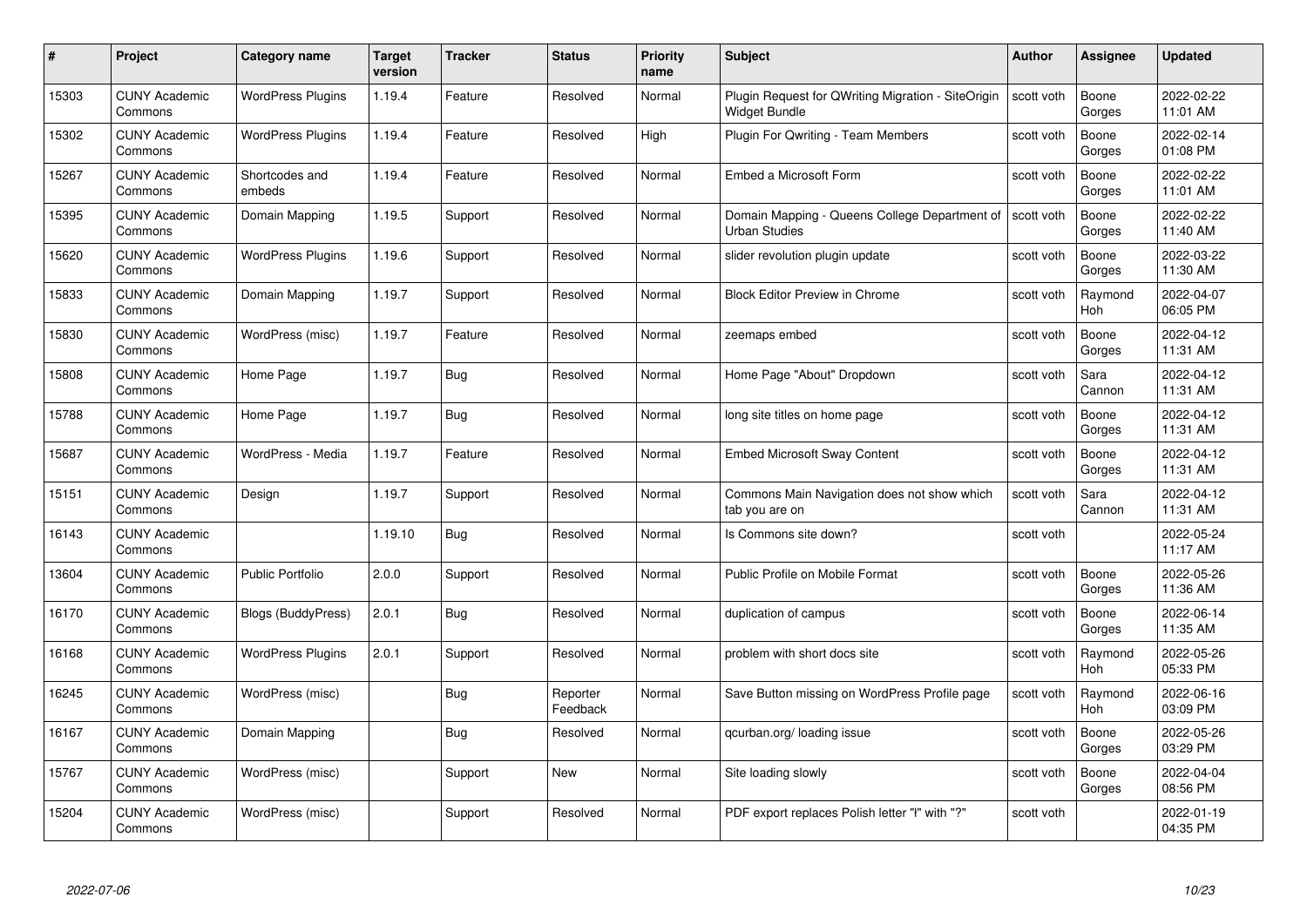| # | Project | Category name | Target version | Tracker | Status | Priority name | Subject | Author | Assignee | Updated |
|---|---|---|---|---|---|---|---|---|---|---|
| 15303 | CUNY Academic Commons | WordPress Plugins | 1.19.4 | Feature | Resolved | Normal | Plugin Request for QWriting Migration - SiteOrigin Widget Bundle | scott voth | Boone Gorges | 2022-02-22 11:01 AM |
| 15302 | CUNY Academic Commons | WordPress Plugins | 1.19.4 | Feature | Resolved | High | Plugin For Qwriting - Team Members | scott voth | Boone Gorges | 2022-02-14 01:08 PM |
| 15267 | CUNY Academic Commons | Shortcodes and embeds | 1.19.4 | Feature | Resolved | Normal | Embed a Microsoft Form | scott voth | Boone Gorges | 2022-02-22 11:01 AM |
| 15395 | CUNY Academic Commons | Domain Mapping | 1.19.5 | Support | Resolved | Normal | Domain Mapping - Queens College Department of Urban Studies | scott voth | Boone Gorges | 2022-02-22 11:40 AM |
| 15620 | CUNY Academic Commons | WordPress Plugins | 1.19.6 | Support | Resolved | Normal | slider revolution plugin update | scott voth | Boone Gorges | 2022-03-22 11:30 AM |
| 15833 | CUNY Academic Commons | Domain Mapping | 1.19.7 | Support | Resolved | Normal | Block Editor Preview in Chrome | scott voth | Raymond Hoh | 2022-04-07 06:05 PM |
| 15830 | CUNY Academic Commons | WordPress (misc) | 1.19.7 | Feature | Resolved | Normal | zeemaps embed | scott voth | Boone Gorges | 2022-04-12 11:31 AM |
| 15808 | CUNY Academic Commons | Home Page | 1.19.7 | Bug | Resolved | Normal | Home Page "About" Dropdown | scott voth | Sara Cannon | 2022-04-12 11:31 AM |
| 15788 | CUNY Academic Commons | Home Page | 1.19.7 | Bug | Resolved | Normal | long site titles on home page | scott voth | Boone Gorges | 2022-04-12 11:31 AM |
| 15687 | CUNY Academic Commons | WordPress - Media | 1.19.7 | Feature | Resolved | Normal | Embed Microsoft Sway Content | scott voth | Boone Gorges | 2022-04-12 11:31 AM |
| 15151 | CUNY Academic Commons | Design | 1.19.7 | Support | Resolved | Normal | Commons Main Navigation does not show which tab you are on | scott voth | Sara Cannon | 2022-04-12 11:31 AM |
| 16143 | CUNY Academic Commons | | 1.19.10 | Bug | Resolved | Normal | Is Commons site down? | scott voth | | 2022-05-24 11:17 AM |
| 13604 | CUNY Academic Commons | Public Portfolio | 2.0.0 | Support | Resolved | Normal | Public Profile on Mobile Format | scott voth | Boone Gorges | 2022-05-26 11:36 AM |
| 16170 | CUNY Academic Commons | Blogs (BuddyPress) | 2.0.1 | Bug | Resolved | Normal | duplication of campus | scott voth | Boone Gorges | 2022-06-14 11:35 AM |
| 16168 | CUNY Academic Commons | WordPress Plugins | 2.0.1 | Support | Resolved | Normal | problem with short docs site | scott voth | Raymond Hoh | 2022-05-26 05:33 PM |
| 16245 | CUNY Academic Commons | WordPress (misc) | | Bug | Reporter Feedback | Normal | Save Button missing on WordPress Profile page | scott voth | Raymond Hoh | 2022-06-16 03:09 PM |
| 16167 | CUNY Academic Commons | Domain Mapping | | Bug | Resolved | Normal | qcurban.org/ loading issue | scott voth | Boone Gorges | 2022-05-26 03:29 PM |
| 15767 | CUNY Academic Commons | WordPress (misc) | | Support | New | Normal | Site loading slowly | scott voth | Boone Gorges | 2022-04-04 08:56 PM |
| 15204 | CUNY Academic Commons | WordPress (misc) | | Support | Resolved | Normal | PDF export replaces Polish letter "ł" with "?" | scott voth | | 2022-01-19 04:35 PM |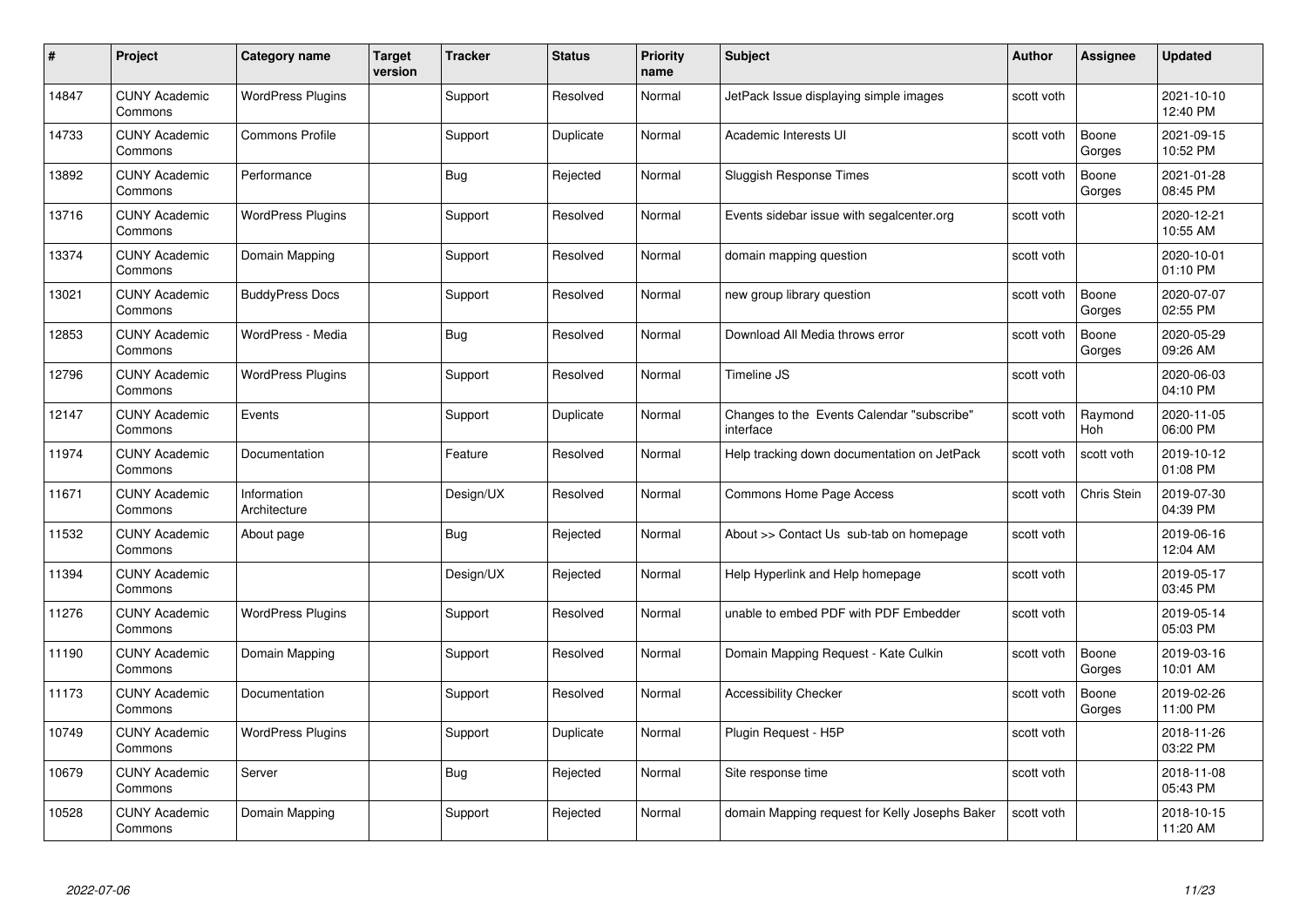| # | Project | Category name | Target version | Tracker | Status | Priority name | Subject | Author | Assignee | Updated |
|---|---|---|---|---|---|---|---|---|---|---|
| 14847 | CUNY Academic Commons | WordPress Plugins | | Support | Resolved | Normal | JetPack Issue displaying simple images | scott voth | | 2021-10-10 12:40 PM |
| 14733 | CUNY Academic Commons | Commons Profile | | Support | Duplicate | Normal | Academic Interests UI | scott voth | Boone Gorges | 2021-09-15 10:52 PM |
| 13892 | CUNY Academic Commons | Performance | | Bug | Rejected | Normal | Sluggish Response Times | scott voth | Boone Gorges | 2021-01-28 08:45 PM |
| 13716 | CUNY Academic Commons | WordPress Plugins | | Support | Resolved | Normal | Events sidebar issue with segalcenter.org | scott voth | | 2020-12-21 10:55 AM |
| 13374 | CUNY Academic Commons | Domain Mapping | | Support | Resolved | Normal | domain mapping question | scott voth | | 2020-10-01 01:10 PM |
| 13021 | CUNY Academic Commons | BuddyPress Docs | | Support | Resolved | Normal | new group library question | scott voth | Boone Gorges | 2020-07-07 02:55 PM |
| 12853 | CUNY Academic Commons | WordPress - Media | | Bug | Resolved | Normal | Download All Media throws error | scott voth | Boone Gorges | 2020-05-29 09:26 AM |
| 12796 | CUNY Academic Commons | WordPress Plugins | | Support | Resolved | Normal | Timeline JS | scott voth | | 2020-06-03 04:10 PM |
| 12147 | CUNY Academic Commons | Events | | Support | Duplicate | Normal | Changes to the Events Calendar "subscribe" interface | scott voth | Raymond Hoh | 2020-11-05 06:00 PM |
| 11974 | CUNY Academic Commons | Documentation | | Feature | Resolved | Normal | Help tracking down documentation on JetPack | scott voth | scott voth | 2019-10-12 01:08 PM |
| 11671 | CUNY Academic Commons | Information Architecture | | Design/UX | Resolved | Normal | Commons Home Page Access | scott voth | Chris Stein | 2019-07-30 04:39 PM |
| 11532 | CUNY Academic Commons | About page | | Bug | Rejected | Normal | About >> Contact Us sub-tab on homepage | scott voth | | 2019-06-16 12:04 AM |
| 11394 | CUNY Academic Commons | | | Design/UX | Rejected | Normal | Help Hyperlink and Help homepage | scott voth | | 2019-05-17 03:45 PM |
| 11276 | CUNY Academic Commons | WordPress Plugins | | Support | Resolved | Normal | unable to embed PDF with PDF Embedder | scott voth | | 2019-05-14 05:03 PM |
| 11190 | CUNY Academic Commons | Domain Mapping | | Support | Resolved | Normal | Domain Mapping Request - Kate Culkin | scott voth | Boone Gorges | 2019-03-16 10:01 AM |
| 11173 | CUNY Academic Commons | Documentation | | Support | Resolved | Normal | Accessibility Checker | scott voth | Boone Gorges | 2019-02-26 11:00 PM |
| 10749 | CUNY Academic Commons | WordPress Plugins | | Support | Duplicate | Normal | Plugin Request - H5P | scott voth | | 2018-11-26 03:22 PM |
| 10679 | CUNY Academic Commons | Server | | Bug | Rejected | Normal | Site response time | scott voth | | 2018-11-08 05:43 PM |
| 10528 | CUNY Academic Commons | Domain Mapping | | Support | Rejected | Normal | domain Mapping request for Kelly Josephs Baker | scott voth | | 2018-10-15 11:20 AM |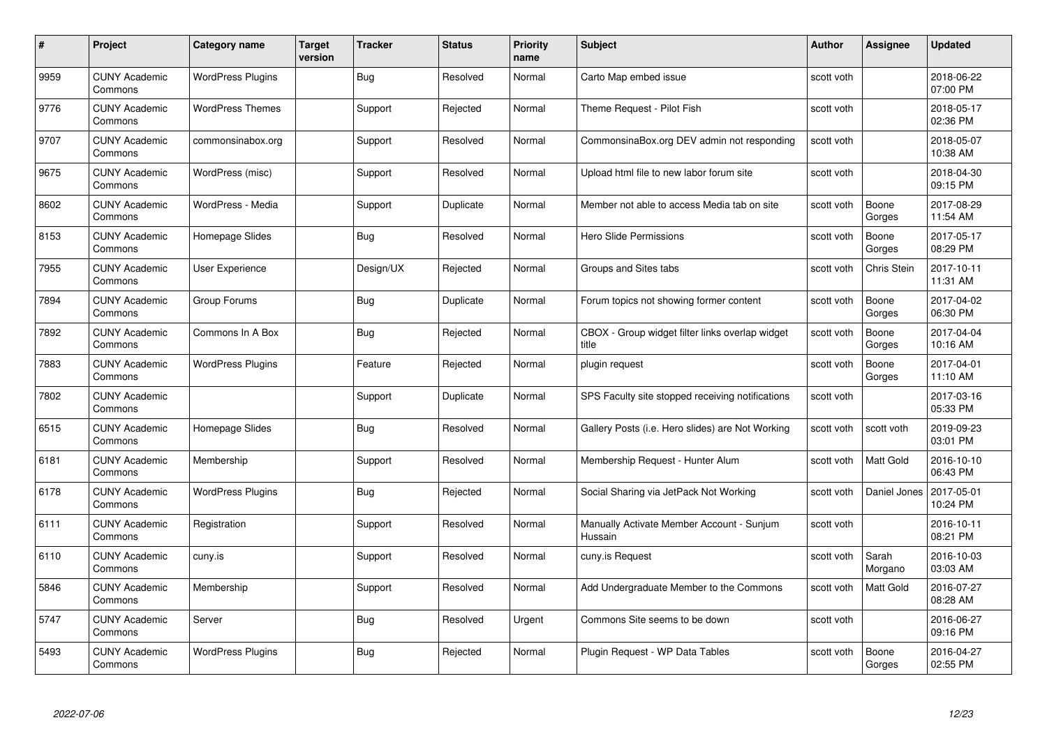| # | Project | Category name | Target version | Tracker | Status | Priority name | Subject | Author | Assignee | Updated |
|---|---|---|---|---|---|---|---|---|---|---|
| 9959 | CUNY Academic Commons | WordPress Plugins | | Bug | Resolved | Normal | Carto Map embed issue | scott voth | | 2018-06-22 07:00 PM |
| 9776 | CUNY Academic Commons | WordPress Themes | | Support | Rejected | Normal | Theme Request - Pilot Fish | scott voth | | 2018-05-17 02:36 PM |
| 9707 | CUNY Academic Commons | commonsinabox.org | | Support | Resolved | Normal | CommonsinaBox.org DEV admin not responding | scott voth | | 2018-05-07 10:38 AM |
| 9675 | CUNY Academic Commons | WordPress (misc) | | Support | Resolved | Normal | Upload html file to new labor forum site | scott voth | | 2018-04-30 09:15 PM |
| 8602 | CUNY Academic Commons | WordPress - Media | | Support | Duplicate | Normal | Member not able to access Media tab on site | scott voth | Boone Gorges | 2017-08-29 11:54 AM |
| 8153 | CUNY Academic Commons | Homepage Slides | | Bug | Resolved | Normal | Hero Slide Permissions | scott voth | Boone Gorges | 2017-05-17 08:29 PM |
| 7955 | CUNY Academic Commons | User Experience | | Design/UX | Rejected | Normal | Groups and Sites tabs | scott voth | Chris Stein | 2017-10-11 11:31 AM |
| 7894 | CUNY Academic Commons | Group Forums | | Bug | Duplicate | Normal | Forum topics not showing former content | scott voth | Boone Gorges | 2017-04-02 06:30 PM |
| 7892 | CUNY Academic Commons | Commons In A Box | | Bug | Rejected | Normal | CBOX - Group widget filter links overlap widget title | scott voth | Boone Gorges | 2017-04-04 10:16 AM |
| 7883 | CUNY Academic Commons | WordPress Plugins | | Feature | Rejected | Normal | plugin request | scott voth | Boone Gorges | 2017-04-01 11:10 AM |
| 7802 | CUNY Academic Commons | | | Support | Duplicate | Normal | SPS Faculty site stopped receiving notifications | scott voth | | 2017-03-16 05:33 PM |
| 6515 | CUNY Academic Commons | Homepage Slides | | Bug | Resolved | Normal | Gallery Posts (i.e. Hero slides) are Not Working | scott voth | scott voth | 2019-09-23 03:01 PM |
| 6181 | CUNY Academic Commons | Membership | | Support | Resolved | Normal | Membership Request - Hunter Alum | scott voth | Matt Gold | 2016-10-10 06:43 PM |
| 6178 | CUNY Academic Commons | WordPress Plugins | | Bug | Rejected | Normal | Social Sharing via JetPack Not Working | scott voth | Daniel Jones | 2017-05-01 10:24 PM |
| 6111 | CUNY Academic Commons | Registration | | Support | Resolved | Normal | Manually Activate Member Account - Sunjum Hussain | scott voth | | 2016-10-11 08:21 PM |
| 6110 | CUNY Academic Commons | cuny.is | | Support | Resolved | Normal | cuny.is Request | scott voth | Sarah Morgano | 2016-10-03 03:03 AM |
| 5846 | CUNY Academic Commons | Membership | | Support | Resolved | Normal | Add Undergraduate Member to the Commons | scott voth | Matt Gold | 2016-07-27 08:28 AM |
| 5747 | CUNY Academic Commons | Server | | Bug | Resolved | Urgent | Commons Site seems to be down | scott voth | | 2016-06-27 09:16 PM |
| 5493 | CUNY Academic Commons | WordPress Plugins | | Bug | Rejected | Normal | Plugin Request - WP Data Tables | scott voth | Boone Gorges | 2016-04-27 02:55 PM |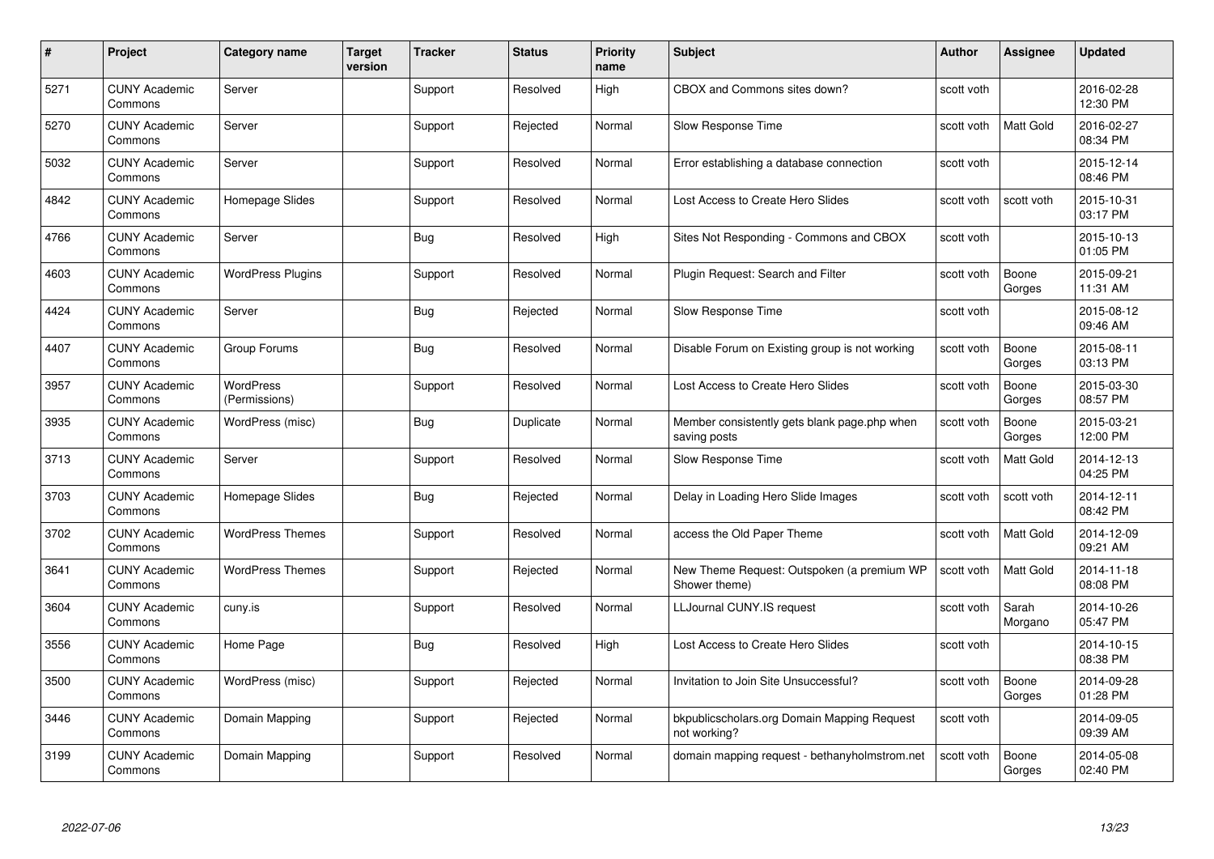| # | Project | Category name | Target version | Tracker | Status | Priority name | Subject | Author | Assignee | Updated |
|---|---|---|---|---|---|---|---|---|---|---|
| 5271 | CUNY Academic Commons | Server | | Support | Resolved | High | CBOX and Commons sites down? | scott voth | | 2016-02-28 12:30 PM |
| 5270 | CUNY Academic Commons | Server | | Support | Rejected | Normal | Slow Response Time | scott voth | Matt Gold | 2016-02-27 08:34 PM |
| 5032 | CUNY Academic Commons | Server | | Support | Resolved | Normal | Error establishing a database connection | scott voth | | 2015-12-14 08:46 PM |
| 4842 | CUNY Academic Commons | Homepage Slides | | Support | Resolved | Normal | Lost Access to Create Hero Slides | scott voth | scott voth | 2015-10-31 03:17 PM |
| 4766 | CUNY Academic Commons | Server | | Bug | Resolved | High | Sites Not Responding - Commons and CBOX | scott voth | | 2015-10-13 01:05 PM |
| 4603 | CUNY Academic Commons | WordPress Plugins | | Support | Resolved | Normal | Plugin Request: Search and Filter | scott voth | Boone Gorges | 2015-09-21 11:31 AM |
| 4424 | CUNY Academic Commons | Server | | Bug | Rejected | Normal | Slow Response Time | scott voth | | 2015-08-12 09:46 AM |
| 4407 | CUNY Academic Commons | Group Forums | | Bug | Resolved | Normal | Disable Forum on Existing group is not working | scott voth | Boone Gorges | 2015-08-11 03:13 PM |
| 3957 | CUNY Academic Commons | WordPress (Permissions) | | Support | Resolved | Normal | Lost Access to Create Hero Slides | scott voth | Boone Gorges | 2015-03-30 08:57 PM |
| 3935 | CUNY Academic Commons | WordPress (misc) | | Bug | Duplicate | Normal | Member consistently gets blank page.php when saving posts | scott voth | Boone Gorges | 2015-03-21 12:00 PM |
| 3713 | CUNY Academic Commons | Server | | Support | Resolved | Normal | Slow Response Time | scott voth | Matt Gold | 2014-12-13 04:25 PM |
| 3703 | CUNY Academic Commons | Homepage Slides | | Bug | Rejected | Normal | Delay in Loading Hero Slide Images | scott voth | scott voth | 2014-12-11 08:42 PM |
| 3702 | CUNY Academic Commons | WordPress Themes | | Support | Resolved | Normal | access the Old Paper Theme | scott voth | Matt Gold | 2014-12-09 09:21 AM |
| 3641 | CUNY Academic Commons | WordPress Themes | | Support | Rejected | Normal | New Theme Request: Outspoken (a premium WP Shower theme) | scott voth | Matt Gold | 2014-11-18 08:08 PM |
| 3604 | CUNY Academic Commons | cuny.is | | Support | Resolved | Normal | LLJournal CUNY.IS request | scott voth | Sarah Morgano | 2014-10-26 05:47 PM |
| 3556 | CUNY Academic Commons | Home Page | | Bug | Resolved | High | Lost Access to Create Hero Slides | scott voth | | 2014-10-15 08:38 PM |
| 3500 | CUNY Academic Commons | WordPress (misc) | | Support | Rejected | Normal | Invitation to Join Site Unsuccessful? | scott voth | Boone Gorges | 2014-09-28 01:28 PM |
| 3446 | CUNY Academic Commons | Domain Mapping | | Support | Rejected | Normal | bkpublicscholars.org Domain Mapping Request not working? | scott voth | | 2014-09-05 09:39 AM |
| 3199 | CUNY Academic Commons | Domain Mapping | | Support | Resolved | Normal | domain mapping request - bethanyholmstrom.net | scott voth | Boone Gorges | 2014-05-08 02:40 PM |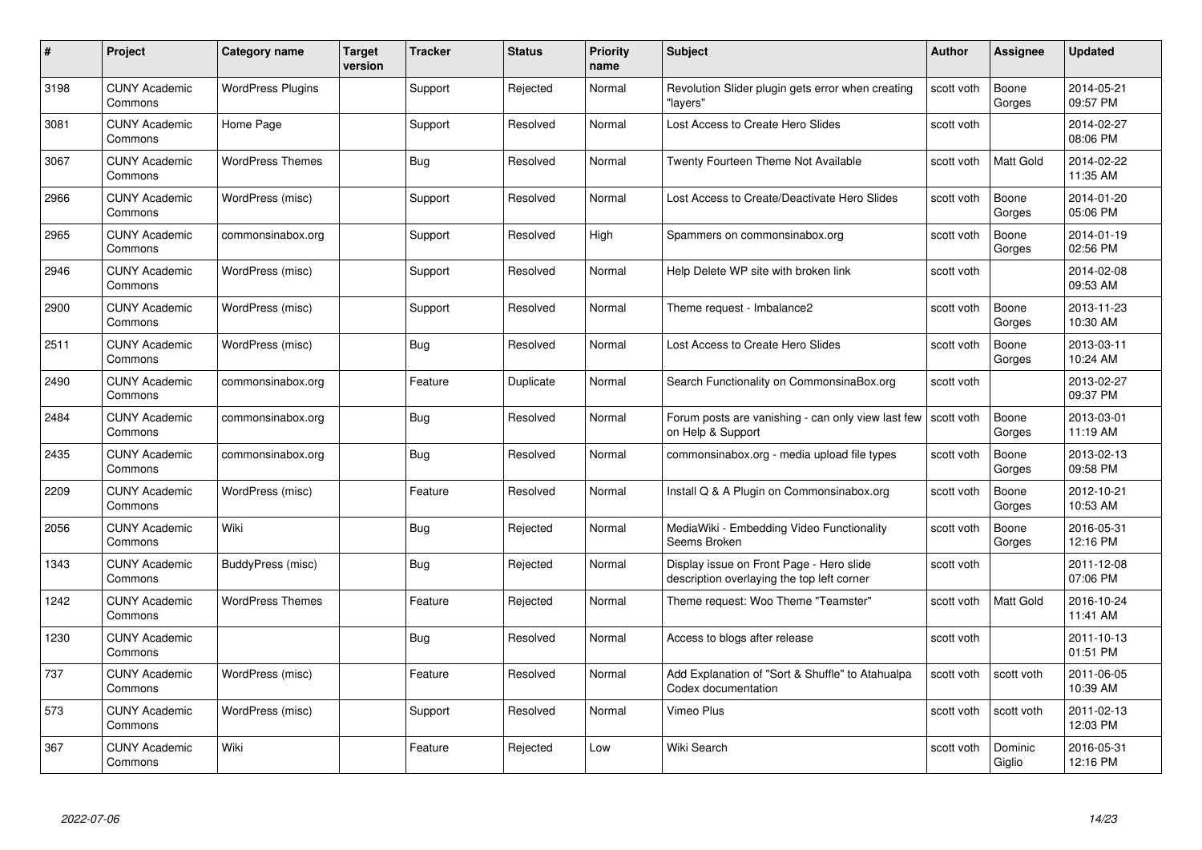| # | Project | Category name | Target version | Tracker | Status | Priority name | Subject | Author | Assignee | Updated |
|---|---|---|---|---|---|---|---|---|---|---|
| 3198 | CUNY Academic Commons | WordPress Plugins | | Support | Rejected | Normal | Revolution Slider plugin gets error when creating "layers" | scott voth | Boone Gorges | 2014-05-21 09:57 PM |
| 3081 | CUNY Academic Commons | Home Page | | Support | Resolved | Normal | Lost Access to Create Hero Slides | scott voth | | 2014-02-27 08:06 PM |
| 3067 | CUNY Academic Commons | WordPress Themes | | Bug | Resolved | Normal | Twenty Fourteen Theme Not Available | scott voth | Matt Gold | 2014-02-22 11:35 AM |
| 2966 | CUNY Academic Commons | WordPress (misc) | | Support | Resolved | Normal | Lost Access to Create/Deactivate Hero Slides | scott voth | Boone Gorges | 2014-01-20 05:06 PM |
| 2965 | CUNY Academic Commons | commonsinabox.org | | Support | Resolved | High | Spammers on commonsinabox.org | scott voth | Boone Gorges | 2014-01-19 02:56 PM |
| 2946 | CUNY Academic Commons | WordPress (misc) | | Support | Resolved | Normal | Help Delete WP site with broken link | scott voth | | 2014-02-08 09:53 AM |
| 2900 | CUNY Academic Commons | WordPress (misc) | | Support | Resolved | Normal | Theme request - Imbalance2 | scott voth | Boone Gorges | 2013-11-23 10:30 AM |
| 2511 | CUNY Academic Commons | WordPress (misc) | | Bug | Resolved | Normal | Lost Access to Create Hero Slides | scott voth | Boone Gorges | 2013-03-11 10:24 AM |
| 2490 | CUNY Academic Commons | commonsinabox.org | | Feature | Duplicate | Normal | Search Functionality on CommonsinaBox.org | scott voth | | 2013-02-27 09:37 PM |
| 2484 | CUNY Academic Commons | commonsinabox.org | | Bug | Resolved | Normal | Forum posts are vanishing - can only view last few on Help & Support | scott voth | Boone Gorges | 2013-03-01 11:19 AM |
| 2435 | CUNY Academic Commons | commonsinabox.org | | Bug | Resolved | Normal | commonsinabox.org - media upload file types | scott voth | Boone Gorges | 2013-02-13 09:58 PM |
| 2209 | CUNY Academic Commons | WordPress (misc) | | Feature | Resolved | Normal | Install Q & A Plugin on Commonsinabox.org | scott voth | Boone Gorges | 2012-10-21 10:53 AM |
| 2056 | CUNY Academic Commons | Wiki | | Bug | Rejected | Normal | MediaWiki - Embedding Video Functionality Seems Broken | scott voth | Boone Gorges | 2016-05-31 12:16 PM |
| 1343 | CUNY Academic Commons | BuddyPress (misc) | | Bug | Rejected | Normal | Display issue on Front Page - Hero slide description overlaying the top left corner | scott voth | | 2011-12-08 07:06 PM |
| 1242 | CUNY Academic Commons | WordPress Themes | | Feature | Rejected | Normal | Theme request: Woo Theme "Teamster" | scott voth | Matt Gold | 2016-10-24 11:41 AM |
| 1230 | CUNY Academic Commons | | | Bug | Resolved | Normal | Access to blogs after release | scott voth | | 2011-10-13 01:51 PM |
| 737 | CUNY Academic Commons | WordPress (misc) | | Feature | Resolved | Normal | Add Explanation of "Sort & Shuffle" to Atahualpa Codex documentation | scott voth | scott voth | 2011-06-05 10:39 AM |
| 573 | CUNY Academic Commons | WordPress (misc) | | Support | Resolved | Normal | Vimeo Plus | scott voth | scott voth | 2011-02-13 12:03 PM |
| 367 | CUNY Academic Commons | Wiki | | Feature | Rejected | Low | Wiki Search | scott voth | Dominic Giglio | 2016-05-31 12:16 PM |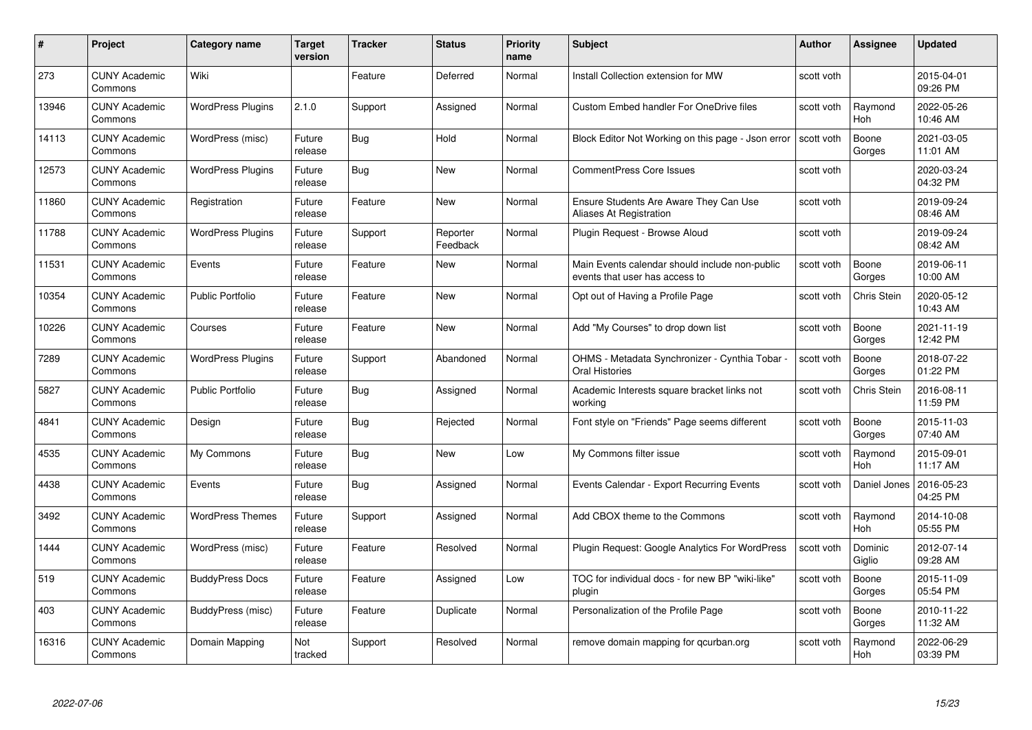| # | Project | Category name | Target version | Tracker | Status | Priority name | Subject | Author | Assignee | Updated |
|---|---|---|---|---|---|---|---|---|---|---|
| 273 | CUNY Academic Commons | Wiki | | Feature | Deferred | Normal | Install Collection extension for MW | scott voth | | 2015-04-01 09:26 PM |
| 13946 | CUNY Academic Commons | WordPress Plugins | 2.1.0 | Support | Assigned | Normal | Custom Embed handler For OneDrive files | scott voth | Raymond Hoh | 2022-05-26 10:46 AM |
| 14113 | CUNY Academic Commons | WordPress (misc) | Future release | Bug | Hold | Normal | Block Editor Not Working on this page - Json error | scott voth | Boone Gorges | 2021-03-05 11:01 AM |
| 12573 | CUNY Academic Commons | WordPress Plugins | Future release | Bug | New | Normal | CommentPress Core Issues | scott voth | | 2020-03-24 04:32 PM |
| 11860 | CUNY Academic Commons | Registration | Future release | Feature | New | Normal | Ensure Students Are Aware They Can Use Aliases At Registration | scott voth | | 2019-09-24 08:46 AM |
| 11788 | CUNY Academic Commons | WordPress Plugins | Future release | Support | Reporter Feedback | Normal | Plugin Request - Browse Aloud | scott voth | | 2019-09-24 08:42 AM |
| 11531 | CUNY Academic Commons | Events | Future release | Feature | New | Normal | Main Events calendar should include non-public events that user has access to | scott voth | Boone Gorges | 2019-06-11 10:00 AM |
| 10354 | CUNY Academic Commons | Public Portfolio | Future release | Feature | New | Normal | Opt out of Having a Profile Page | scott voth | Chris Stein | 2020-05-12 10:43 AM |
| 10226 | CUNY Academic Commons | Courses | Future release | Feature | New | Normal | Add "My Courses" to drop down list | scott voth | Boone Gorges | 2021-11-19 12:42 PM |
| 7289 | CUNY Academic Commons | WordPress Plugins | Future release | Support | Abandoned | Normal | OHMS - Metadata Synchronizer - Cynthia Tobar - Oral Histories | scott voth | Boone Gorges | 2018-07-22 01:22 PM |
| 5827 | CUNY Academic Commons | Public Portfolio | Future release | Bug | Assigned | Normal | Academic Interests square bracket links not working | scott voth | Chris Stein | 2016-08-11 11:59 PM |
| 4841 | CUNY Academic Commons | Design | Future release | Bug | Rejected | Normal | Font style on "Friends" Page seems different | scott voth | Boone Gorges | 2015-11-03 07:40 AM |
| 4535 | CUNY Academic Commons | My Commons | Future release | Bug | New | Low | My Commons filter issue | scott voth | Raymond Hoh | 2015-09-01 11:17 AM |
| 4438 | CUNY Academic Commons | Events | Future release | Bug | Assigned | Normal | Events Calendar - Export Recurring Events | scott voth | Daniel Jones | 2016-05-23 04:25 PM |
| 3492 | CUNY Academic Commons | WordPress Themes | Future release | Support | Assigned | Normal | Add CBOX theme to the Commons | scott voth | Raymond Hoh | 2014-10-08 05:55 PM |
| 1444 | CUNY Academic Commons | WordPress (misc) | Future release | Feature | Resolved | Normal | Plugin Request: Google Analytics For WordPress | scott voth | Dominic Giglio | 2012-07-14 09:28 AM |
| 519 | CUNY Academic Commons | BuddyPress Docs | Future release | Feature | Assigned | Low | TOC for individual docs - for new BP "wiki-like" plugin | scott voth | Boone Gorges | 2015-11-09 05:54 PM |
| 403 | CUNY Academic Commons | BuddyPress (misc) | Future release | Feature | Duplicate | Normal | Personalization of the Profile Page | scott voth | Boone Gorges | 2010-11-22 11:32 AM |
| 16316 | CUNY Academic Commons | Domain Mapping | Not tracked | Support | Resolved | Normal | remove domain mapping for qcurban.org | scott voth | Raymond Hoh | 2022-06-29 03:39 PM |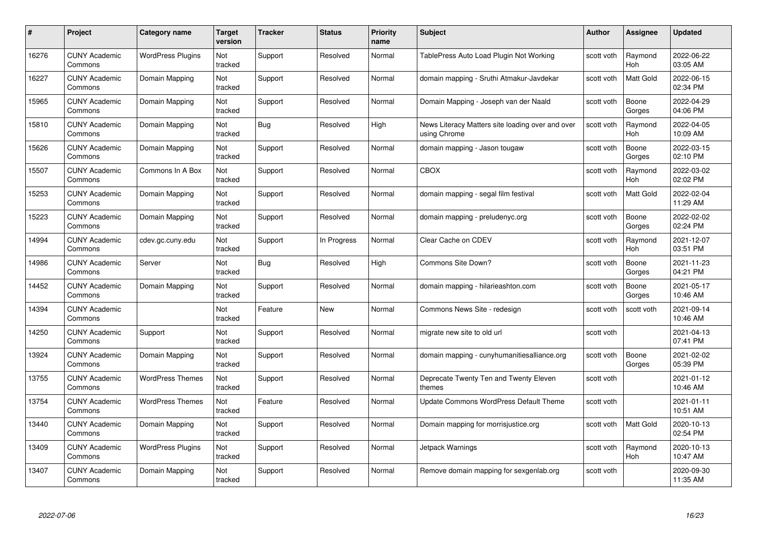| # | Project | Category name | Target version | Tracker | Status | Priority name | Subject | Author | Assignee | Updated |
|---|---|---|---|---|---|---|---|---|---|---|
| 16276 | CUNY Academic Commons | WordPress Plugins | Not tracked | Support | Resolved | Normal | TablePress Auto Load Plugin Not Working | scott voth | Raymond Hoh | 2022-06-22 03:05 AM |
| 16227 | CUNY Academic Commons | Domain Mapping | Not tracked | Support | Resolved | Normal | domain mapping - Sruthi Atmakur-Javdekar | scott voth | Matt Gold | 2022-06-15 02:34 PM |
| 15965 | CUNY Academic Commons | Domain Mapping | Not tracked | Support | Resolved | Normal | Domain Mapping - Joseph van der Naald | scott voth | Boone Gorges | 2022-04-29 04:06 PM |
| 15810 | CUNY Academic Commons | Domain Mapping | Not tracked | Bug | Resolved | High | News Literacy Matters site loading over and over using Chrome | scott voth | Raymond Hoh | 2022-04-05 10:09 AM |
| 15626 | CUNY Academic Commons | Domain Mapping | Not tracked | Support | Resolved | Normal | domain mapping - Jason tougaw | scott voth | Boone Gorges | 2022-03-15 02:10 PM |
| 15507 | CUNY Academic Commons | Commons In A Box | Not tracked | Support | Resolved | Normal | CBOX | scott voth | Raymond Hoh | 2022-03-02 02:02 PM |
| 15253 | CUNY Academic Commons | Domain Mapping | Not tracked | Support | Resolved | Normal | domain mapping - segal film festival | scott voth | Matt Gold | 2022-02-04 11:29 AM |
| 15223 | CUNY Academic Commons | Domain Mapping | Not tracked | Support | Resolved | Normal | domain mapping - preludenyc.org | scott voth | Boone Gorges | 2022-02-02 02:24 PM |
| 14994 | CUNY Academic Commons | cdev.gc.cuny.edu | Not tracked | Support | In Progress | Normal | Clear Cache on CDEV | scott voth | Raymond Hoh | 2021-12-07 03:51 PM |
| 14986 | CUNY Academic Commons | Server | Not tracked | Bug | Resolved | High | Commons Site Down? | scott voth | Boone Gorges | 2021-11-23 04:21 PM |
| 14452 | CUNY Academic Commons | Domain Mapping | Not tracked | Support | Resolved | Normal | domain mapping - hilarieashton.com | scott voth | Boone Gorges | 2021-05-17 10:46 AM |
| 14394 | CUNY Academic Commons | | Not tracked | Feature | New | Normal | Commons News Site - redesign | scott voth | scott voth | 2021-09-14 10:46 AM |
| 14250 | CUNY Academic Commons | Support | Not tracked | Support | Resolved | Normal | migrate new site to old url | scott voth | | 2021-04-13 07:41 PM |
| 13924 | CUNY Academic Commons | Domain Mapping | Not tracked | Support | Resolved | Normal | domain mapping - cunyhumanitiesalliance.org | scott voth | Boone Gorges | 2021-02-02 05:39 PM |
| 13755 | CUNY Academic Commons | WordPress Themes | Not tracked | Support | Resolved | Normal | Deprecate Twenty Ten and Twenty Eleven themes | scott voth | | 2021-01-12 10:46 AM |
| 13754 | CUNY Academic Commons | WordPress Themes | Not tracked | Feature | Resolved | Normal | Update Commons WordPress Default Theme | scott voth | | 2021-01-11 10:51 AM |
| 13440 | CUNY Academic Commons | Domain Mapping | Not tracked | Support | Resolved | Normal | Domain mapping for morrisjustice.org | scott voth | Matt Gold | 2020-10-13 02:54 PM |
| 13409 | CUNY Academic Commons | WordPress Plugins | Not tracked | Support | Resolved | Normal | Jetpack Warnings | scott voth | Raymond Hoh | 2020-10-13 10:47 AM |
| 13407 | CUNY Academic Commons | Domain Mapping | Not tracked | Support | Resolved | Normal | Remove domain mapping for sexgenlab.org | scott voth | | 2020-09-30 11:35 AM |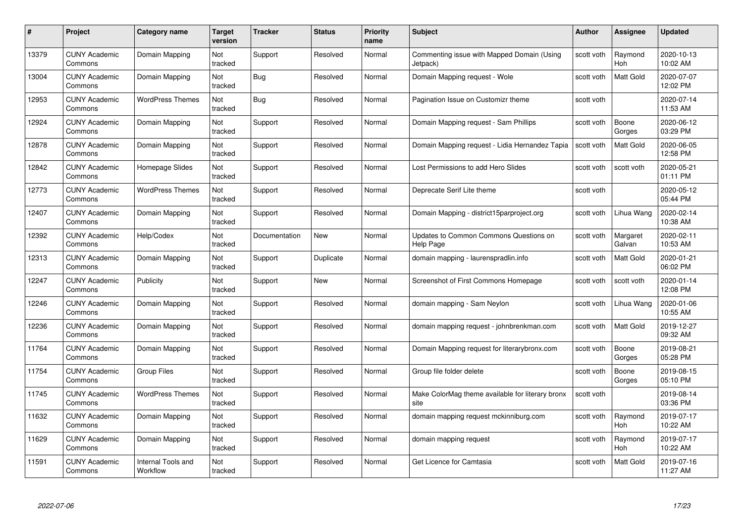| # | Project | Category name | Target version | Tracker | Status | Priority name | Subject | Author | Assignee | Updated |
|---|---|---|---|---|---|---|---|---|---|---|
| 13379 | CUNY Academic Commons | Domain Mapping | Not tracked | Support | Resolved | Normal | Commenting issue with Mapped Domain (Using Jetpack) | scott voth | Raymond Hoh | 2020-10-13 10:02 AM |
| 13004 | CUNY Academic Commons | Domain Mapping | Not tracked | Bug | Resolved | Normal | Domain Mapping request - Wole | scott voth | Matt Gold | 2020-07-07 12:02 PM |
| 12953 | CUNY Academic Commons | WordPress Themes | Not tracked | Bug | Resolved | Normal | Pagination Issue on Customizr theme | scott voth | | 2020-07-14 11:53 AM |
| 12924 | CUNY Academic Commons | Domain Mapping | Not tracked | Support | Resolved | Normal | Domain Mapping request - Sam Phillips | scott voth | Boone Gorges | 2020-06-12 03:29 PM |
| 12878 | CUNY Academic Commons | Domain Mapping | Not tracked | Support | Resolved | Normal | Domain Mapping request - Lidia Hernandez Tapia | scott voth | Matt Gold | 2020-06-05 12:58 PM |
| 12842 | CUNY Academic Commons | Homepage Slides | Not tracked | Support | Resolved | Normal | Lost Permissions to add Hero Slides | scott voth | scott voth | 2020-05-21 01:11 PM |
| 12773 | CUNY Academic Commons | WordPress Themes | Not tracked | Support | Resolved | Normal | Deprecate Serif Lite theme | scott voth | | 2020-05-12 05:44 PM |
| 12407 | CUNY Academic Commons | Domain Mapping | Not tracked | Support | Resolved | Normal | Domain Mapping - district15parproject.org | scott voth | Lihua Wang | 2020-02-14 10:38 AM |
| 12392 | CUNY Academic Commons | Help/Codex | Not tracked | Documentation | New | Normal | Updates to Common Commons Questions on Help Page | scott voth | Margaret Galvan | 2020-02-11 10:53 AM |
| 12313 | CUNY Academic Commons | Domain Mapping | Not tracked | Support | Duplicate | Normal | domain mapping - laurenspradlin.info | scott voth | Matt Gold | 2020-01-21 06:02 PM |
| 12247 | CUNY Academic Commons | Publicity | Not tracked | Support | New | Normal | Screenshot of First Commons Homepage | scott voth | scott voth | 2020-01-14 12:08 PM |
| 12246 | CUNY Academic Commons | Domain Mapping | Not tracked | Support | Resolved | Normal | domain mapping - Sam Neylon | scott voth | Lihua Wang | 2020-01-06 10:55 AM |
| 12236 | CUNY Academic Commons | Domain Mapping | Not tracked | Support | Resolved | Normal | domain mapping request - johnbrenkman.com | scott voth | Matt Gold | 2019-12-27 09:32 AM |
| 11764 | CUNY Academic Commons | Domain Mapping | Not tracked | Support | Resolved | Normal | Domain Mapping request for literarybronx.com | scott voth | Boone Gorges | 2019-08-21 05:28 PM |
| 11754 | CUNY Academic Commons | Group Files | Not tracked | Support | Resolved | Normal | Group file folder delete | scott voth | Boone Gorges | 2019-08-15 05:10 PM |
| 11745 | CUNY Academic Commons | WordPress Themes | Not tracked | Support | Resolved | Normal | Make ColorMag theme available for literary bronx site | scott voth | | 2019-08-14 03:36 PM |
| 11632 | CUNY Academic Commons | Domain Mapping | Not tracked | Support | Resolved | Normal | domain mapping request mckinniburg.com | scott voth | Raymond Hoh | 2019-07-17 10:22 AM |
| 11629 | CUNY Academic Commons | Domain Mapping | Not tracked | Support | Resolved | Normal | domain mapping request | scott voth | Raymond Hoh | 2019-07-17 10:22 AM |
| 11591 | CUNY Academic Commons | Internal Tools and Workflow | Not tracked | Support | Resolved | Normal | Get Licence for Camtasia | scott voth | Matt Gold | 2019-07-16 11:27 AM |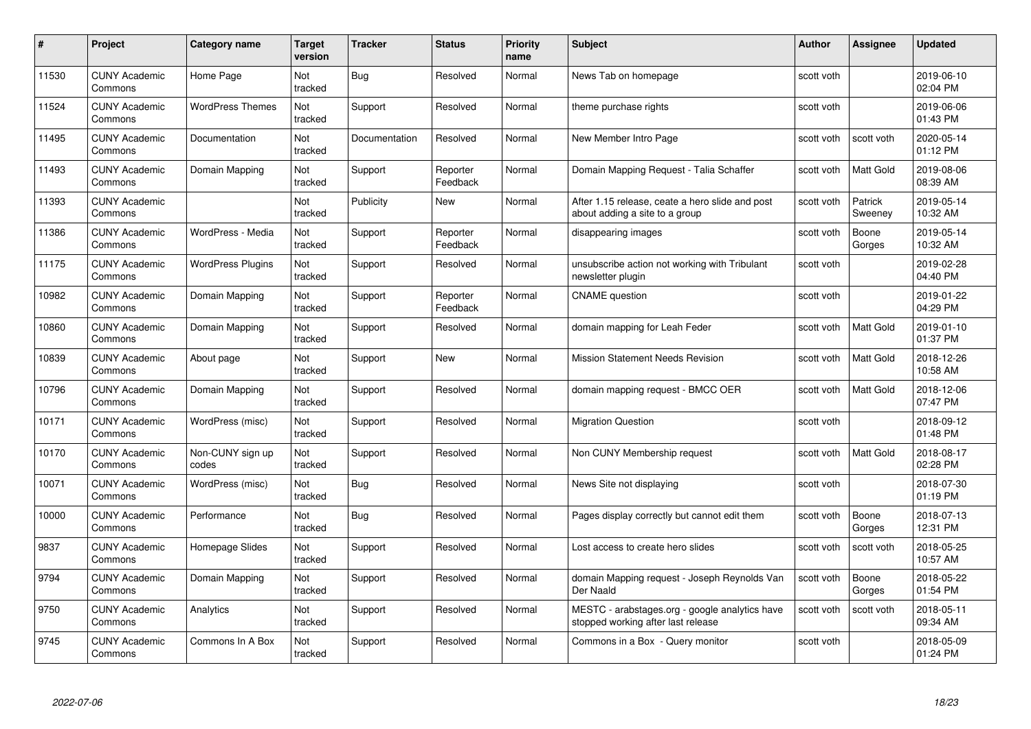| # | Project | Category name | Target version | Tracker | Status | Priority name | Subject | Author | Assignee | Updated |
|---|---|---|---|---|---|---|---|---|---|---|
| 11530 | CUNY Academic Commons | Home Page | Not tracked | Bug | Resolved | Normal | News Tab on homepage | scott voth | | 2019-06-10 02:04 PM |
| 11524 | CUNY Academic Commons | WordPress Themes | Not tracked | Support | Resolved | Normal | theme purchase rights | scott voth | | 2019-06-06 01:43 PM |
| 11495 | CUNY Academic Commons | Documentation | Not tracked | Documentation | Resolved | Normal | New Member Intro Page | scott voth | scott voth | 2020-05-14 01:12 PM |
| 11493 | CUNY Academic Commons | Domain Mapping | Not tracked | Support | Reporter Feedback | Normal | Domain Mapping Request - Talia Schaffer | scott voth | Matt Gold | 2019-08-06 08:39 AM |
| 11393 | CUNY Academic Commons | | Not tracked | Publicity | New | Normal | After 1.15 release, ceate a hero slide and post about adding a site to a group | scott voth | Patrick Sweeney | 2019-05-14 10:32 AM |
| 11386 | CUNY Academic Commons | WordPress - Media | Not tracked | Support | Reporter Feedback | Normal | disappearing images | scott voth | Boone Gorges | 2019-05-14 10:32 AM |
| 11175 | CUNY Academic Commons | WordPress Plugins | Not tracked | Support | Resolved | Normal | unsubscribe action not working with Tribulant newsletter plugin | scott voth | | 2019-02-28 04:40 PM |
| 10982 | CUNY Academic Commons | Domain Mapping | Not tracked | Support | Reporter Feedback | Normal | CNAME question | scott voth | | 2019-01-22 04:29 PM |
| 10860 | CUNY Academic Commons | Domain Mapping | Not tracked | Support | Resolved | Normal | domain mapping for Leah Feder | scott voth | Matt Gold | 2019-01-10 01:37 PM |
| 10839 | CUNY Academic Commons | About page | Not tracked | Support | New | Normal | Mission Statement Needs Revision | scott voth | Matt Gold | 2018-12-26 10:58 AM |
| 10796 | CUNY Academic Commons | Domain Mapping | Not tracked | Support | Resolved | Normal | domain mapping request - BMCC OER | scott voth | Matt Gold | 2018-12-06 07:47 PM |
| 10171 | CUNY Academic Commons | WordPress (misc) | Not tracked | Support | Resolved | Normal | Migration Question | scott voth | | 2018-09-12 01:48 PM |
| 10170 | CUNY Academic Commons | Non-CUNY sign up codes | Not tracked | Support | Resolved | Normal | Non CUNY Membership request | scott voth | Matt Gold | 2018-08-17 02:28 PM |
| 10071 | CUNY Academic Commons | WordPress (misc) | Not tracked | Bug | Resolved | Normal | News Site not displaying | scott voth | | 2018-07-30 01:19 PM |
| 10000 | CUNY Academic Commons | Performance | Not tracked | Bug | Resolved | Normal | Pages display correctly but cannot edit them | scott voth | Boone Gorges | 2018-07-13 12:31 PM |
| 9837 | CUNY Academic Commons | Homepage Slides | Not tracked | Support | Resolved | Normal | Lost access to create hero slides | scott voth | scott voth | 2018-05-25 10:57 AM |
| 9794 | CUNY Academic Commons | Domain Mapping | Not tracked | Support | Resolved | Normal | domain Mapping request - Joseph Reynolds Van Der Naald | scott voth | Boone Gorges | 2018-05-22 01:54 PM |
| 9750 | CUNY Academic Commons | Analytics | Not tracked | Support | Resolved | Normal | MESTC - arabstages.org - google analytics have stopped working after last release | scott voth | scott voth | 2018-05-11 09:34 AM |
| 9745 | CUNY Academic Commons | Commons In A Box | Not tracked | Support | Resolved | Normal | Commons in a Box - Query monitor | scott voth | | 2018-05-09 01:24 PM |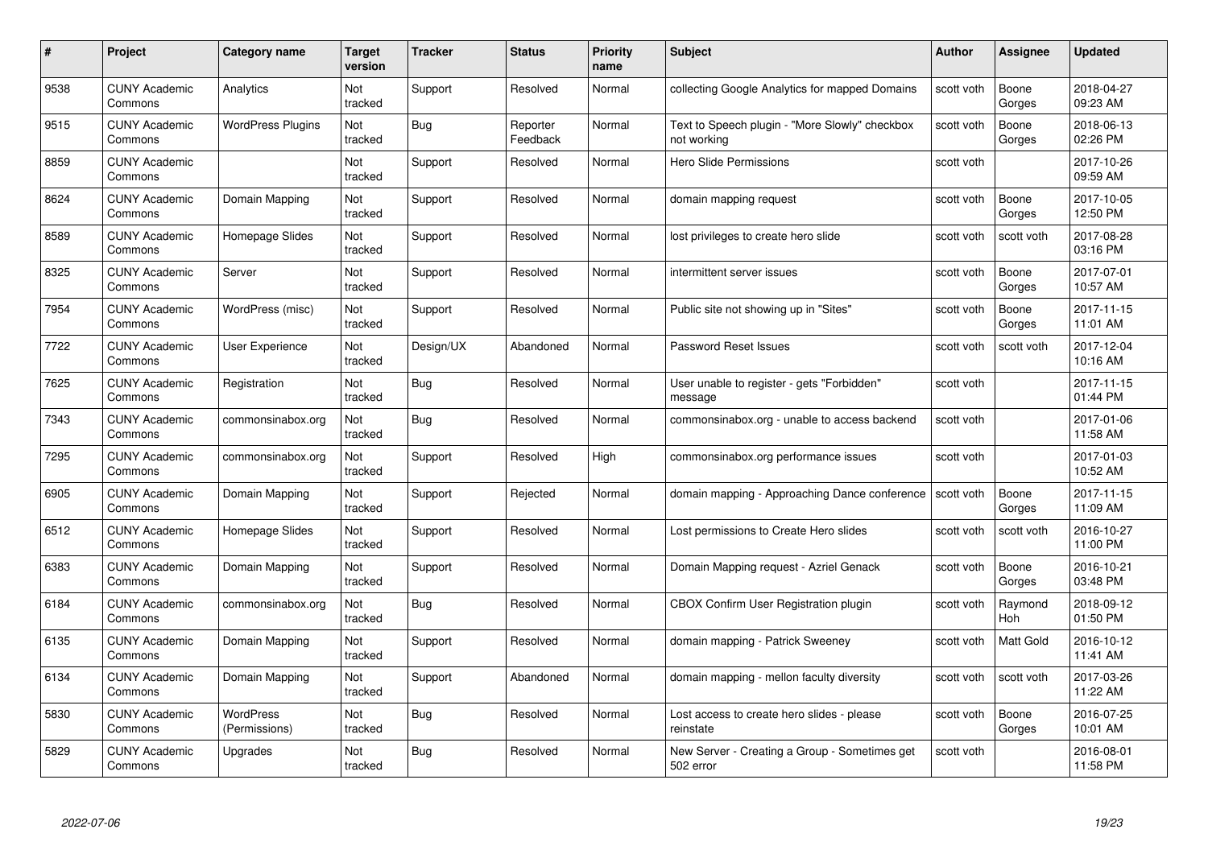| # | Project | Category name | Target version | Tracker | Status | Priority name | Subject | Author | Assignee | Updated |
|---|---|---|---|---|---|---|---|---|---|---|
| 9538 | CUNY Academic Commons | Analytics | Not tracked | Support | Resolved | Normal | collecting Google Analytics for mapped Domains | scott voth | Boone Gorges | 2018-04-27 09:23 AM |
| 9515 | CUNY Academic Commons | WordPress Plugins | Not tracked | Bug | Reporter Feedback | Normal | Text to Speech plugin - "More Slowly" checkbox not working | scott voth | Boone Gorges | 2018-06-13 02:26 PM |
| 8859 | CUNY Academic Commons | | Not tracked | Support | Resolved | Normal | Hero Slide Permissions | scott voth | | 2017-10-26 09:59 AM |
| 8624 | CUNY Academic Commons | Domain Mapping | Not tracked | Support | Resolved | Normal | domain mapping request | scott voth | Boone Gorges | 2017-10-05 12:50 PM |
| 8589 | CUNY Academic Commons | Homepage Slides | Not tracked | Support | Resolved | Normal | lost privileges to create hero slide | scott voth | scott voth | 2017-08-28 03:16 PM |
| 8325 | CUNY Academic Commons | Server | Not tracked | Support | Resolved | Normal | intermittent server issues | scott voth | Boone Gorges | 2017-07-01 10:57 AM |
| 7954 | CUNY Academic Commons | WordPress (misc) | Not tracked | Support | Resolved | Normal | Public site not showing up in "Sites" | scott voth | Boone Gorges | 2017-11-15 11:01 AM |
| 7722 | CUNY Academic Commons | User Experience | Not tracked | Design/UX | Abandoned | Normal | Password Reset Issues | scott voth | scott voth | 2017-12-04 10:16 AM |
| 7625 | CUNY Academic Commons | Registration | Not tracked | Bug | Resolved | Normal | User unable to register - gets "Forbidden" message | scott voth | | 2017-11-15 01:44 PM |
| 7343 | CUNY Academic Commons | commonsinabox.org | Not tracked | Bug | Resolved | Normal | commonsinabox.org - unable to access backend | scott voth | | 2017-01-06 11:58 AM |
| 7295 | CUNY Academic Commons | commonsinabox.org | Not tracked | Support | Resolved | High | commonsinabox.org performance issues | scott voth | | 2017-01-03 10:52 AM |
| 6905 | CUNY Academic Commons | Domain Mapping | Not tracked | Support | Rejected | Normal | domain mapping - Approaching Dance conference | scott voth | Boone Gorges | 2017-11-15 11:09 AM |
| 6512 | CUNY Academic Commons | Homepage Slides | Not tracked | Support | Resolved | Normal | Lost permissions to Create Hero slides | scott voth | scott voth | 2016-10-27 11:00 PM |
| 6383 | CUNY Academic Commons | Domain Mapping | Not tracked | Support | Resolved | Normal | Domain Mapping request - Azriel Genack | scott voth | Boone Gorges | 2016-10-21 03:48 PM |
| 6184 | CUNY Academic Commons | commonsinabox.org | Not tracked | Bug | Resolved | Normal | CBOX Confirm User Registration plugin | scott voth | Raymond Hoh | 2018-09-12 01:50 PM |
| 6135 | CUNY Academic Commons | Domain Mapping | Not tracked | Support | Resolved | Normal | domain mapping - Patrick Sweeney | scott voth | Matt Gold | 2016-10-12 11:41 AM |
| 6134 | CUNY Academic Commons | Domain Mapping | Not tracked | Support | Abandoned | Normal | domain mapping - mellon faculty diversity | scott voth | scott voth | 2017-03-26 11:22 AM |
| 5830 | CUNY Academic Commons | WordPress (Permissions) | Not tracked | Bug | Resolved | Normal | Lost access to create hero slides - please reinstate | scott voth | Boone Gorges | 2016-07-25 10:01 AM |
| 5829 | CUNY Academic Commons | Upgrades | Not tracked | Bug | Resolved | Normal | New Server - Creating a Group - Sometimes get 502 error | scott voth | | 2016-08-01 11:58 PM |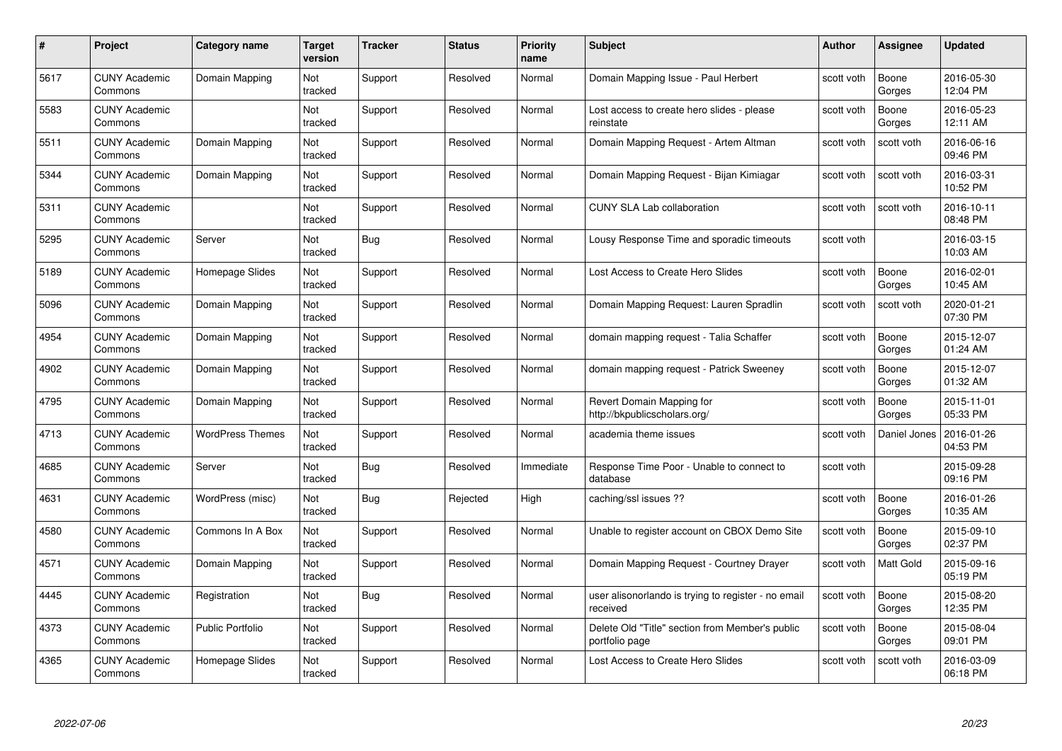| # | Project | Category name | Target version | Tracker | Status | Priority name | Subject | Author | Assignee | Updated |
|---|---|---|---|---|---|---|---|---|---|---|
| 5617 | CUNY Academic Commons | Domain Mapping | Not tracked | Support | Resolved | Normal | Domain Mapping Issue - Paul Herbert | scott voth | Boone Gorges | 2016-05-30 12:04 PM |
| 5583 | CUNY Academic Commons | | Not tracked | Support | Resolved | Normal | Lost access to create hero slides - please reinstate | scott voth | Boone Gorges | 2016-05-23 12:11 AM |
| 5511 | CUNY Academic Commons | Domain Mapping | Not tracked | Support | Resolved | Normal | Domain Mapping Request - Artem Altman | scott voth | scott voth | 2016-06-16 09:46 PM |
| 5344 | CUNY Academic Commons | Domain Mapping | Not tracked | Support | Resolved | Normal | Domain Mapping Request - Bijan Kimiagar | scott voth | scott voth | 2016-03-31 10:52 PM |
| 5311 | CUNY Academic Commons | | Not tracked | Support | Resolved | Normal | CUNY SLA Lab collaboration | scott voth | scott voth | 2016-10-11 08:48 PM |
| 5295 | CUNY Academic Commons | Server | Not tracked | Bug | Resolved | Normal | Lousy Response Time and sporadic timeouts | scott voth | | 2016-03-15 10:03 AM |
| 5189 | CUNY Academic Commons | Homepage Slides | Not tracked | Support | Resolved | Normal | Lost Access to Create Hero Slides | scott voth | Boone Gorges | 2016-02-01 10:45 AM |
| 5096 | CUNY Academic Commons | Domain Mapping | Not tracked | Support | Resolved | Normal | Domain Mapping Request: Lauren Spradlin | scott voth | scott voth | 2020-01-21 07:30 PM |
| 4954 | CUNY Academic Commons | Domain Mapping | Not tracked | Support | Resolved | Normal | domain mapping request - Talia Schaffer | scott voth | Boone Gorges | 2015-12-07 01:24 AM |
| 4902 | CUNY Academic Commons | Domain Mapping | Not tracked | Support | Resolved | Normal | domain mapping request - Patrick Sweeney | scott voth | Boone Gorges | 2015-12-07 01:32 AM |
| 4795 | CUNY Academic Commons | Domain Mapping | Not tracked | Support | Resolved | Normal | Revert Domain Mapping for http://bkpublicscholars.org/ | scott voth | Boone Gorges | 2015-11-01 05:33 PM |
| 4713 | CUNY Academic Commons | WordPress Themes | Not tracked | Support | Resolved | Normal | academia theme issues | scott voth | Daniel Jones | 2016-01-26 04:53 PM |
| 4685 | CUNY Academic Commons | Server | Not tracked | Bug | Resolved | Immediate | Response Time Poor - Unable to connect to database | scott voth | | 2015-09-28 09:16 PM |
| 4631 | CUNY Academic Commons | WordPress (misc) | Not tracked | Bug | Rejected | High | caching/ssl issues ?? | scott voth | Boone Gorges | 2016-01-26 10:35 AM |
| 4580 | CUNY Academic Commons | Commons In A Box | Not tracked | Support | Resolved | Normal | Unable to register account on CBOX Demo Site | scott voth | Boone Gorges | 2015-09-10 02:37 PM |
| 4571 | CUNY Academic Commons | Domain Mapping | Not tracked | Support | Resolved | Normal | Domain Mapping Request - Courtney Drayer | scott voth | Matt Gold | 2015-09-16 05:19 PM |
| 4445 | CUNY Academic Commons | Registration | Not tracked | Bug | Resolved | Normal | user alisonorlando is trying to register - no email received | scott voth | Boone Gorges | 2015-08-20 12:35 PM |
| 4373 | CUNY Academic Commons | Public Portfolio | Not tracked | Support | Resolved | Normal | Delete Old "Title" section from Member's public portfolio page | scott voth | Boone Gorges | 2015-08-04 09:01 PM |
| 4365 | CUNY Academic Commons | Homepage Slides | Not tracked | Support | Resolved | Normal | Lost Access to Create Hero Slides | scott voth | scott voth | 2016-03-09 06:18 PM |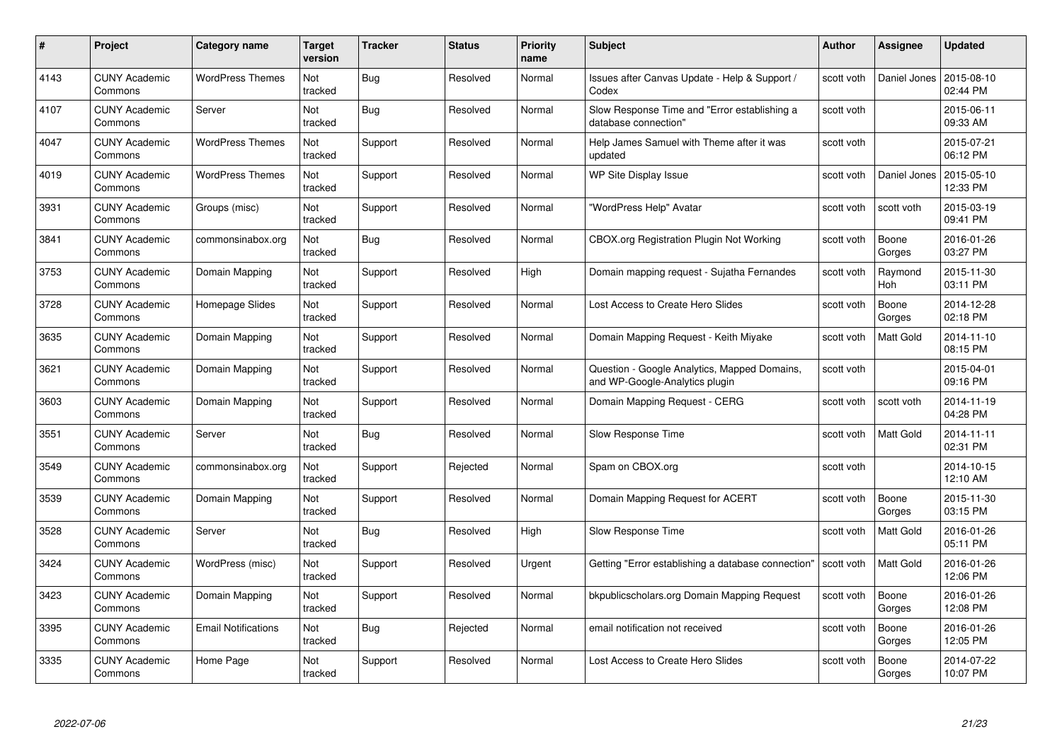| # | Project | Category name | Target version | Tracker | Status | Priority name | Subject | Author | Assignee | Updated |
|---|---|---|---|---|---|---|---|---|---|---|
| 4143 | CUNY Academic Commons | WordPress Themes | Not tracked | Bug | Resolved | Normal | Issues after Canvas Update - Help & Support / Codex | scott voth | Daniel Jones | 2015-08-10 02:44 PM |
| 4107 | CUNY Academic Commons | Server | Not tracked | Bug | Resolved | Normal | Slow Response Time and "Error establishing a database connection" | scott voth | | 2015-06-11 09:33 AM |
| 4047 | CUNY Academic Commons | WordPress Themes | Not tracked | Support | Resolved | Normal | Help James Samuel with Theme after it was updated | scott voth | | 2015-07-21 06:12 PM |
| 4019 | CUNY Academic Commons | WordPress Themes | Not tracked | Support | Resolved | Normal | WP Site Display Issue | scott voth | Daniel Jones | 2015-05-10 12:33 PM |
| 3931 | CUNY Academic Commons | Groups (misc) | Not tracked | Support | Resolved | Normal | "WordPress Help" Avatar | scott voth | scott voth | 2015-03-19 09:41 PM |
| 3841 | CUNY Academic Commons | commonsinabox.org | Not tracked | Bug | Resolved | Normal | CBOX.org Registration Plugin Not Working | scott voth | Boone Gorges | 2016-01-26 03:27 PM |
| 3753 | CUNY Academic Commons | Domain Mapping | Not tracked | Support | Resolved | High | Domain mapping request - Sujatha Fernandes | scott voth | Raymond Hoh | 2015-11-30 03:11 PM |
| 3728 | CUNY Academic Commons | Homepage Slides | Not tracked | Support | Resolved | Normal | Lost Access to Create Hero Slides | scott voth | Boone Gorges | 2014-12-28 02:18 PM |
| 3635 | CUNY Academic Commons | Domain Mapping | Not tracked | Support | Resolved | Normal | Domain Mapping Request - Keith Miyake | scott voth | Matt Gold | 2014-11-10 08:15 PM |
| 3621 | CUNY Academic Commons | Domain Mapping | Not tracked | Support | Resolved | Normal | Question - Google Analytics, Mapped Domains, and WP-Google-Analytics plugin | scott voth | | 2015-04-01 09:16 PM |
| 3603 | CUNY Academic Commons | Domain Mapping | Not tracked | Support | Resolved | Normal | Domain Mapping Request - CERG | scott voth | scott voth | 2014-11-19 04:28 PM |
| 3551 | CUNY Academic Commons | Server | Not tracked | Bug | Resolved | Normal | Slow Response Time | scott voth | Matt Gold | 2014-11-11 02:31 PM |
| 3549 | CUNY Academic Commons | commonsinabox.org | Not tracked | Support | Rejected | Normal | Spam on CBOX.org | scott voth | | 2014-10-15 12:10 AM |
| 3539 | CUNY Academic Commons | Domain Mapping | Not tracked | Support | Resolved | Normal | Domain Mapping Request for ACERT | scott voth | Boone Gorges | 2015-11-30 03:15 PM |
| 3528 | CUNY Academic Commons | Server | Not tracked | Bug | Resolved | High | Slow Response Time | scott voth | Matt Gold | 2016-01-26 05:11 PM |
| 3424 | CUNY Academic Commons | WordPress (misc) | Not tracked | Support | Resolved | Urgent | Getting "Error establishing a database connection" | scott voth | Matt Gold | 2016-01-26 12:06 PM |
| 3423 | CUNY Academic Commons | Domain Mapping | Not tracked | Support | Resolved | Normal | bkpublicscholars.org Domain Mapping Request | scott voth | Boone Gorges | 2016-01-26 12:08 PM |
| 3395 | CUNY Academic Commons | Email Notifications | Not tracked | Bug | Rejected | Normal | email notification not received | scott voth | Boone Gorges | 2016-01-26 12:05 PM |
| 3335 | CUNY Academic Commons | Home Page | Not tracked | Support | Resolved | Normal | Lost Access to Create Hero Slides | scott voth | Boone Gorges | 2014-07-22 10:07 PM |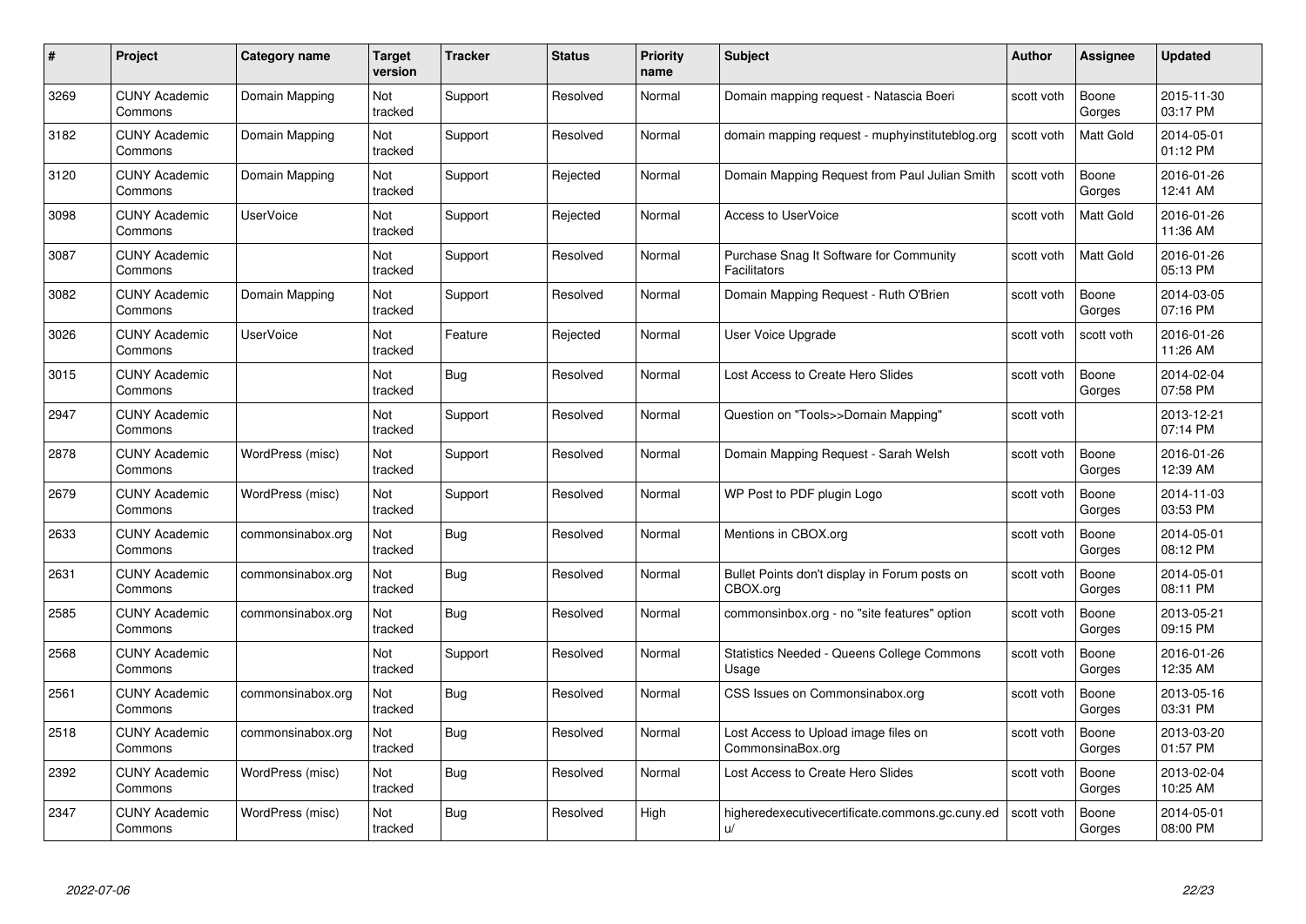| # | Project | Category name | Target version | Tracker | Status | Priority name | Subject | Author | Assignee | Updated |
|---|---|---|---|---|---|---|---|---|---|---|
| 3269 | CUNY Academic Commons | Domain Mapping | Not tracked | Support | Resolved | Normal | Domain mapping request - Natascia Boeri | scott voth | Boone Gorges | 2015-11-30 03:17 PM |
| 3182 | CUNY Academic Commons | Domain Mapping | Not tracked | Support | Resolved | Normal | domain mapping request - muphyinstituteblog.org | scott voth | Matt Gold | 2014-05-01 01:12 PM |
| 3120 | CUNY Academic Commons | Domain Mapping | Not tracked | Support | Rejected | Normal | Domain Mapping Request from Paul Julian Smith | scott voth | Boone Gorges | 2016-01-26 12:41 AM |
| 3098 | CUNY Academic Commons | UserVoice | Not tracked | Support | Rejected | Normal | Access to UserVoice | scott voth | Matt Gold | 2016-01-26 11:36 AM |
| 3087 | CUNY Academic Commons | | Not tracked | Support | Resolved | Normal | Purchase Snag It Software for Community Facilitators | scott voth | Matt Gold | 2016-01-26 05:13 PM |
| 3082 | CUNY Academic Commons | Domain Mapping | Not tracked | Support | Resolved | Normal | Domain Mapping Request - Ruth O'Brien | scott voth | Boone Gorges | 2014-03-05 07:16 PM |
| 3026 | CUNY Academic Commons | UserVoice | Not tracked | Feature | Rejected | Normal | User Voice Upgrade | scott voth | scott voth | 2016-01-26 11:26 AM |
| 3015 | CUNY Academic Commons | | Not tracked | Bug | Resolved | Normal | Lost Access to Create Hero Slides | scott voth | Boone Gorges | 2014-02-04 07:58 PM |
| 2947 | CUNY Academic Commons | | Not tracked | Support | Resolved | Normal | Question on "Tools>>Domain Mapping" | scott voth | | 2013-12-21 07:14 PM |
| 2878 | CUNY Academic Commons | WordPress (misc) | Not tracked | Support | Resolved | Normal | Domain Mapping Request - Sarah Welsh | scott voth | Boone Gorges | 2016-01-26 12:39 AM |
| 2679 | CUNY Academic Commons | WordPress (misc) | Not tracked | Support | Resolved | Normal | WP Post to PDF plugin Logo | scott voth | Boone Gorges | 2014-11-03 03:53 PM |
| 2633 | CUNY Academic Commons | commonsinabox.org | Not tracked | Bug | Resolved | Normal | Mentions in CBOX.org | scott voth | Boone Gorges | 2014-05-01 08:12 PM |
| 2631 | CUNY Academic Commons | commonsinabox.org | Not tracked | Bug | Resolved | Normal | Bullet Points don't display in Forum posts on CBOX.org | scott voth | Boone Gorges | 2014-05-01 08:11 PM |
| 2585 | CUNY Academic Commons | commonsinabox.org | Not tracked | Bug | Resolved | Normal | commonsinbox.org - no "site features" option | scott voth | Boone Gorges | 2013-05-21 09:15 PM |
| 2568 | CUNY Academic Commons | | Not tracked | Support | Resolved | Normal | Statistics Needed - Queens College Commons Usage | scott voth | Boone Gorges | 2016-01-26 12:35 AM |
| 2561 | CUNY Academic Commons | commonsinabox.org | Not tracked | Bug | Resolved | Normal | CSS Issues on Commonsinabox.org | scott voth | Boone Gorges | 2013-05-16 03:31 PM |
| 2518 | CUNY Academic Commons | commonsinabox.org | Not tracked | Bug | Resolved | Normal | Lost Access to Upload image files on CommonsinaBox.org | scott voth | Boone Gorges | 2013-03-20 01:57 PM |
| 2392 | CUNY Academic Commons | WordPress (misc) | Not tracked | Bug | Resolved | Normal | Lost Access to Create Hero Slides | scott voth | Boone Gorges | 2013-02-04 10:25 AM |
| 2347 | CUNY Academic Commons | WordPress (misc) | Not tracked | Bug | Resolved | High | higheredexecutivecertificate.commons.gc.cuny.edu/ | scott voth | Boone Gorges | 2014-05-01 08:00 PM |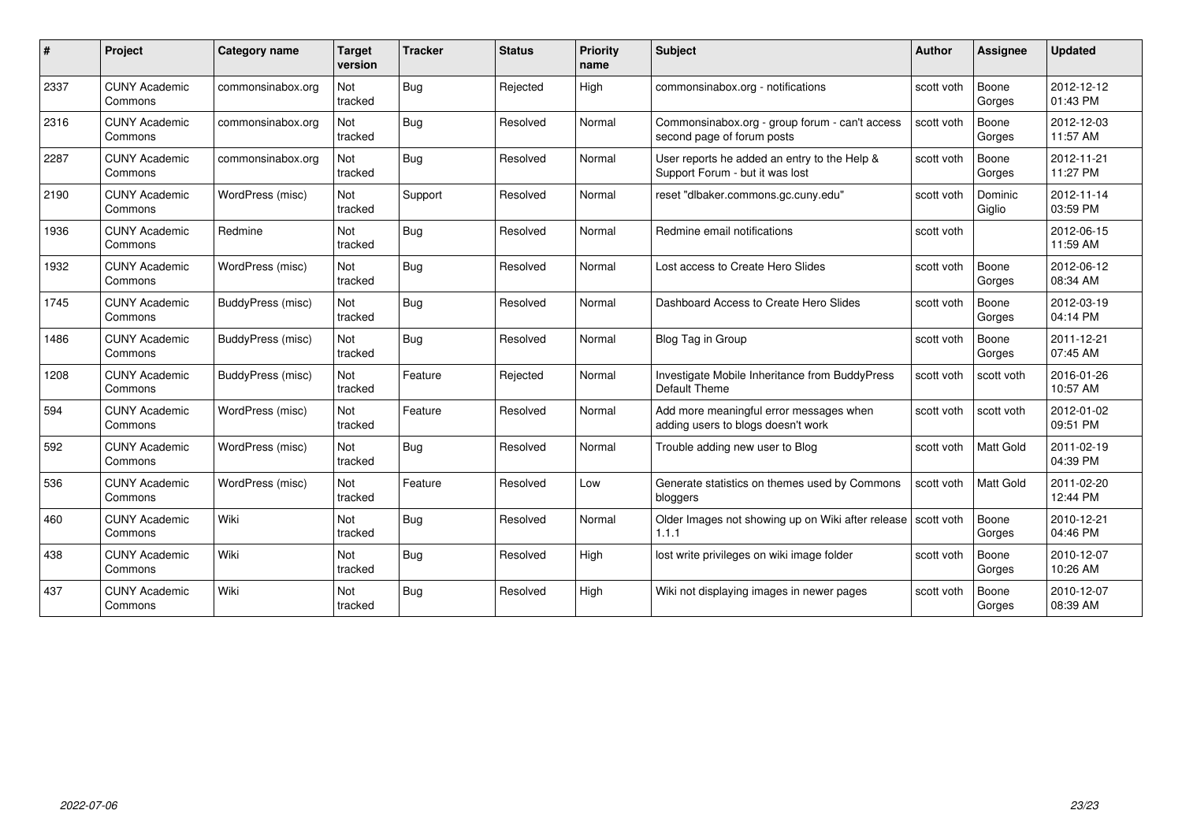| # | Project | Category name | Target version | Tracker | Status | Priority name | Subject | Author | Assignee | Updated |
|---|---|---|---|---|---|---|---|---|---|---|
| 2337 | CUNY Academic Commons | commonsinabox.org | Not tracked | Bug | Rejected | High | commonsinabox.org - notifications | scott voth | Boone Gorges | 2012-12-12 01:43 PM |
| 2316 | CUNY Academic Commons | commonsinabox.org | Not tracked | Bug | Resolved | Normal | Commonsinabox.org - group forum - can't access second page of forum posts | scott voth | Boone Gorges | 2012-12-03 11:57 AM |
| 2287 | CUNY Academic Commons | commonsinabox.org | Not tracked | Bug | Resolved | Normal | User reports he added an entry to the Help & Support Forum - but it was lost | scott voth | Boone Gorges | 2012-11-21 11:27 PM |
| 2190 | CUNY Academic Commons | WordPress (misc) | Not tracked | Support | Resolved | Normal | reset "dlbaker.commons.gc.cuny.edu" | scott voth | Dominic Giglio | 2012-11-14 03:59 PM |
| 1936 | CUNY Academic Commons | Redmine | Not tracked | Bug | Resolved | Normal | Redmine email notifications | scott voth | | 2012-06-15 11:59 AM |
| 1932 | CUNY Academic Commons | WordPress (misc) | Not tracked | Bug | Resolved | Normal | Lost access to Create Hero Slides | scott voth | Boone Gorges | 2012-06-12 08:34 AM |
| 1745 | CUNY Academic Commons | BuddyPress (misc) | Not tracked | Bug | Resolved | Normal | Dashboard Access to Create Hero Slides | scott voth | Boone Gorges | 2012-03-19 04:14 PM |
| 1486 | CUNY Academic Commons | BuddyPress (misc) | Not tracked | Bug | Resolved | Normal | Blog Tag in Group | scott voth | Boone Gorges | 2011-12-21 07:45 AM |
| 1208 | CUNY Academic Commons | BuddyPress (misc) | Not tracked | Feature | Rejected | Normal | Investigate Mobile Inheritance from BuddyPress Default Theme | scott voth | scott voth | 2016-01-26 10:57 AM |
| 594 | CUNY Academic Commons | WordPress (misc) | Not tracked | Feature | Resolved | Normal | Add more meaningful error messages when adding users to blogs doesn't work | scott voth | scott voth | 2012-01-02 09:51 PM |
| 592 | CUNY Academic Commons | WordPress (misc) | Not tracked | Bug | Resolved | Normal | Trouble adding new user to Blog | scott voth | Matt Gold | 2011-02-19 04:39 PM |
| 536 | CUNY Academic Commons | WordPress (misc) | Not tracked | Feature | Resolved | Low | Generate statistics on themes used by Commons bloggers | scott voth | Matt Gold | 2011-02-20 12:44 PM |
| 460 | CUNY Academic Commons | Wiki | Not tracked | Bug | Resolved | Normal | Older Images not showing up on Wiki after release 1.1.1 | scott voth | Boone Gorges | 2010-12-21 04:46 PM |
| 438 | CUNY Academic Commons | Wiki | Not tracked | Bug | Resolved | High | lost write privileges on wiki image folder | scott voth | Boone Gorges | 2010-12-07 10:26 AM |
| 437 | CUNY Academic Commons | Wiki | Not tracked | Bug | Resolved | High | Wiki not displaying images in newer pages | scott voth | Boone Gorges | 2010-12-07 08:39 AM |